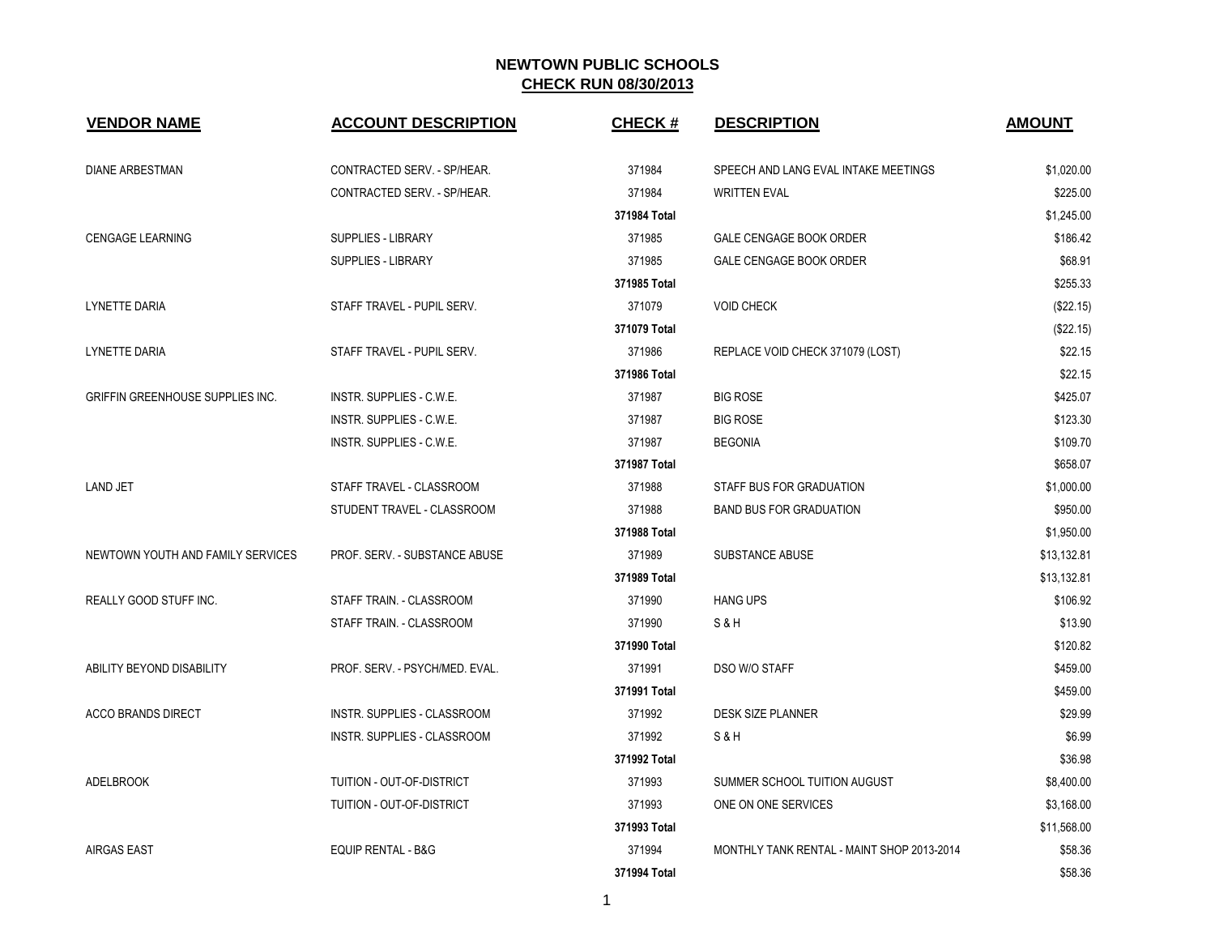# NEWTOWN PUBLIC SCHOOLS

## CHECK RUN 08/30/2013

| VENDOR NAME | ACCOUNT DESCRIPTION | CHECK # | DESCRIPTION | AMOUNT |
|---|---|---|---|---|
| DIANE ARBESTMAN | CONTRACTED SERV. - SP/HEAR. | 371984 | SPEECH AND LANG EVAL INTAKE MEETINGS | $1,020.00 |
| | CONTRACTED SERV. - SP/HEAR. | 371984 | WRITTEN EVAL | $225.00 |
| | | 371984 Total | | $1,245.00 |
| CENGAGE LEARNING | SUPPLIES - LIBRARY | 371985 | GALE CENGAGE BOOK ORDER | $186.42 |
| | SUPPLIES - LIBRARY | 371985 | GALE CENGAGE BOOK ORDER | $68.91 |
| | | 371985 Total | | $255.33 |
| LYNETTE DARIA | STAFF TRAVEL - PUPIL SERV. | 371079 | VOID CHECK | ($22.15) |
| | | 371079 Total | | ($22.15) |
| LYNETTE DARIA | STAFF TRAVEL - PUPIL SERV. | 371986 | REPLACE VOID CHECK 371079 (LOST) | $22.15 |
| | | 371986 Total | | $22.15 |
| GRIFFIN GREENHOUSE SUPPLIES INC. | INSTR. SUPPLIES - C.W.E. | 371987 | BIG ROSE | $425.07 |
| | INSTR. SUPPLIES - C.W.E. | 371987 | BIG ROSE | $123.30 |
| | INSTR. SUPPLIES - C.W.E. | 371987 | BEGONIA | $109.70 |
| | | 371987 Total | | $658.07 |
| LAND JET | STAFF TRAVEL - CLASSROOM | 371988 | STAFF BUS FOR GRADUATION | $1,000.00 |
| | STUDENT TRAVEL - CLASSROOM | 371988 | BAND BUS FOR GRADUATION | $950.00 |
| | | 371988 Total | | $1,950.00 |
| NEWTOWN YOUTH AND FAMILY SERVICES | PROF. SERV. - SUBSTANCE ABUSE | 371989 | SUBSTANCE ABUSE | $13,132.81 |
| | | 371989 Total | | $13,132.81 |
| REALLY GOOD STUFF INC. | STAFF TRAIN. - CLASSROOM | 371990 | HANG UPS | $106.92 |
| | STAFF TRAIN. - CLASSROOM | 371990 | S & H | $13.90 |
| | | 371990 Total | | $120.82 |
| ABILITY BEYOND DISABILITY | PROF. SERV. - PSYCH/MED. EVAL. | 371991 | DSO W/O STAFF | $459.00 |
| | | 371991 Total | | $459.00 |
| ACCO BRANDS DIRECT | INSTR. SUPPLIES - CLASSROOM | 371992 | DESK SIZE PLANNER | $29.99 |
| | INSTR. SUPPLIES - CLASSROOM | 371992 | S & H | $6.99 |
| | | 371992 Total | | $36.98 |
| ADELBROOK | TUITION - OUT-OF-DISTRICT | 371993 | SUMMER SCHOOL TUITION AUGUST | $8,400.00 |
| | TUITION - OUT-OF-DISTRICT | 371993 | ONE ON ONE SERVICES | $3,168.00 |
| | | 371993 Total | | $11,568.00 |
| AIRGAS EAST | EQUIP RENTAL - B&G | 371994 | MONTHLY TANK RENTAL - MAINT SHOP 2013-2014 | $58.36 |
| | | 371994 Total | | $58.36 |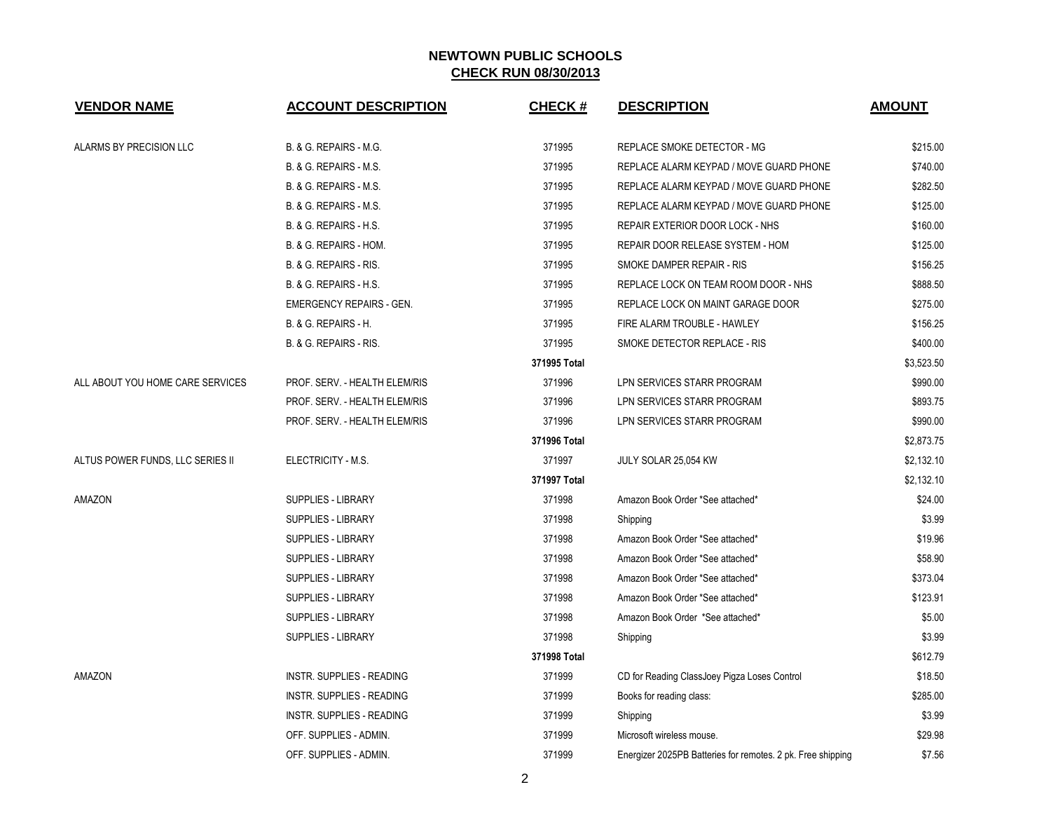# NEWTOWN PUBLIC SCHOOLS

## CHECK RUN 08/30/2013

| VENDOR NAME | ACCOUNT DESCRIPTION | CHECK # | DESCRIPTION | AMOUNT |
|---|---|---|---|---|
| ALARMS BY PRECISION LLC | B. & G. REPAIRS - M.G. | 371995 | REPLACE SMOKE DETECTOR - MG | $215.00 |
| | B. & G. REPAIRS - M.S. | 371995 | REPLACE ALARM KEYPAD / MOVE GUARD PHONE | $740.00 |
| | B. & G. REPAIRS - M.S. | 371995 | REPLACE ALARM KEYPAD / MOVE GUARD PHONE | $282.50 |
| | B. & G. REPAIRS - M.S. | 371995 | REPLACE ALARM KEYPAD / MOVE GUARD PHONE | $125.00 |
| | B. & G. REPAIRS - H.S. | 371995 | REPAIR EXTERIOR DOOR LOCK - NHS | $160.00 |
| | B. & G. REPAIRS - HOM. | 371995 | REPAIR DOOR RELEASE SYSTEM - HOM | $125.00 |
| | B. & G. REPAIRS - RIS. | 371995 | SMOKE DAMPER REPAIR - RIS | $156.25 |
| | B. & G. REPAIRS - H.S. | 371995 | REPLACE LOCK ON TEAM ROOM DOOR - NHS | $888.50 |
| | EMERGENCY REPAIRS - GEN. | 371995 | REPLACE LOCK ON MAINT GARAGE DOOR | $275.00 |
| | B. & G. REPAIRS - H. | 371995 | FIRE ALARM TROUBLE - HAWLEY | $156.25 |
| | B. & G. REPAIRS - RIS. | 371995 | SMOKE DETECTOR REPLACE - RIS | $400.00 |
| | | **371995 Total** | | $3,523.50 |
| ALL ABOUT YOU HOME CARE SERVICES | PROF. SERV. - HEALTH ELEM/RIS | 371996 | LPN SERVICES STARR PROGRAM | $990.00 |
| | PROF. SERV. - HEALTH ELEM/RIS | 371996 | LPN SERVICES STARR PROGRAM | $893.75 |
| | PROF. SERV. - HEALTH ELEM/RIS | 371996 | LPN SERVICES STARR PROGRAM | $990.00 |
| | | **371996 Total** | | $2,873.75 |
| ALTUS POWER FUNDS, LLC SERIES II | ELECTRICITY - M.S. | 371997 | JULY SOLAR 25,054 KW | $2,132.10 |
| | | **371997 Total** | | $2,132.10 |
| AMAZON | SUPPLIES - LIBRARY | 371998 | Amazon Book Order *See attached* | $24.00 |
| | SUPPLIES - LIBRARY | 371998 | Shipping | $3.99 |
| | SUPPLIES - LIBRARY | 371998 | Amazon Book Order *See attached* | $19.96 |
| | SUPPLIES - LIBRARY | 371998 | Amazon Book Order *See attached* | $58.90 |
| | SUPPLIES - LIBRARY | 371998 | Amazon Book Order *See attached* | $373.04 |
| | SUPPLIES - LIBRARY | 371998 | Amazon Book Order *See attached* | $123.91 |
| | SUPPLIES - LIBRARY | 371998 | Amazon Book Order *See attached* | $5.00 |
| | SUPPLIES - LIBRARY | 371998 | Shipping | $3.99 |
| | | **371998 Total** | | $612.79 |
| AMAZON | INSTR. SUPPLIES - READING | 371999 | CD for Reading ClassJoey Pigza Loses Control | $18.50 |
| | INSTR. SUPPLIES - READING | 371999 | Books for reading class: | $285.00 |
| | INSTR. SUPPLIES - READING | 371999 | Shipping | $3.99 |
| | OFF. SUPPLIES - ADMIN. | 371999 | Microsoft wireless mouse. | $29.98 |
| | OFF. SUPPLIES - ADMIN. | 371999 | Energizer 2025PB Batteries for remotes. 2 pk. Free shipping | $7.56 |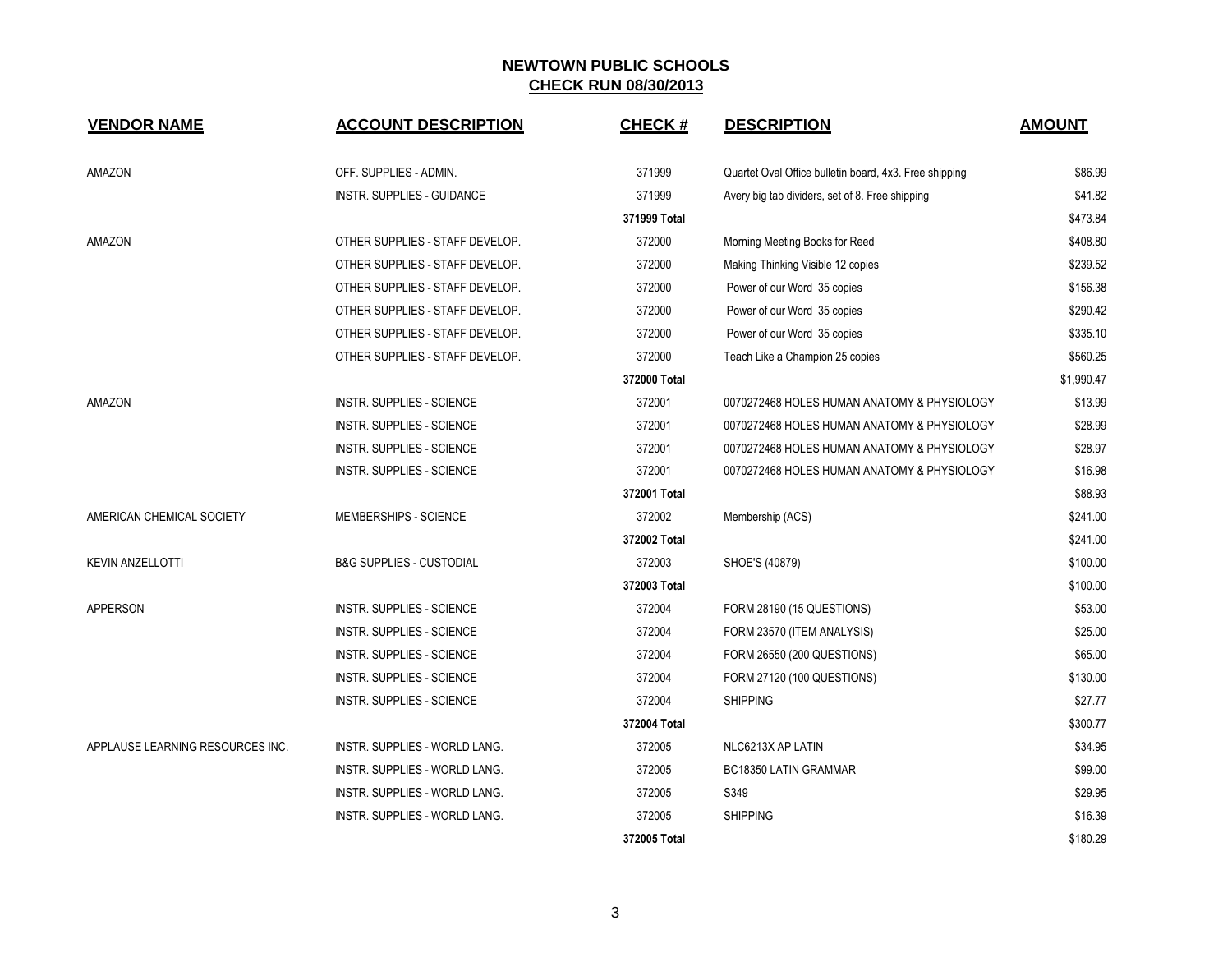**NEWTOWN PUBLIC SCHOOLS**
**CHECK RUN 08/30/2013**

| VENDOR NAME | ACCOUNT DESCRIPTION | CHECK # | DESCRIPTION | AMOUNT |
|---|---|---|---|---|
| AMAZON | OFF. SUPPLIES - ADMIN. | 371999 | Quartet Oval Office bulletin board, 4x3. Free shipping | $86.99 |
| | INSTR. SUPPLIES - GUIDANCE | 371999 | Avery big tab dividers, set of 8. Free shipping | $41.82 |
| | | **371999 Total** | | $473.84 |
| AMAZON | OTHER SUPPLIES - STAFF DEVELOP. | 372000 | Morning Meeting Books for Reed | $408.80 |
| | OTHER SUPPLIES - STAFF DEVELOP. | 372000 | Making Thinking Visible 12 copies | $239.52 |
| | OTHER SUPPLIES - STAFF DEVELOP. | 372000 | Power of our Word 35 copies | $156.38 |
| | OTHER SUPPLIES - STAFF DEVELOP. | 372000 | Power of our Word 35 copies | $290.42 |
| | OTHER SUPPLIES - STAFF DEVELOP. | 372000 | Power of our Word 35 copies | $335.10 |
| | OTHER SUPPLIES - STAFF DEVELOP. | 372000 | Teach Like a Champion 25 copies | $560.25 |
| | | **372000 Total** | | $1,990.47 |
| AMAZON | INSTR. SUPPLIES - SCIENCE | 372001 | 0070272468 HOLES HUMAN ANATOMY & PHYSIOLOGY | $13.99 |
| | INSTR. SUPPLIES - SCIENCE | 372001 | 0070272468 HOLES HUMAN ANATOMY & PHYSIOLOGY | $28.99 |
| | INSTR. SUPPLIES - SCIENCE | 372001 | 0070272468 HOLES HUMAN ANATOMY & PHYSIOLOGY | $28.97 |
| | INSTR. SUPPLIES - SCIENCE | 372001 | 0070272468 HOLES HUMAN ANATOMY & PHYSIOLOGY | $16.98 |
| | | **372001 Total** | | $88.93 |
| AMERICAN CHEMICAL SOCIETY | MEMBERSHIPS - SCIENCE | 372002 | Membership (ACS) | $241.00 |
| | | **372002 Total** | | $241.00 |
| KEVIN ANZELLOTTI | B&G SUPPLIES - CUSTODIAL | 372003 | SHOE'S (40879) | $100.00 |
| | | **372003 Total** | | $100.00 |
| APPERSON | INSTR. SUPPLIES - SCIENCE | 372004 | FORM 28190 (15 QUESTIONS) | $53.00 |
| | INSTR. SUPPLIES - SCIENCE | 372004 | FORM 23570 (ITEM ANALYSIS) | $25.00 |
| | INSTR. SUPPLIES - SCIENCE | 372004 | FORM 26550 (200 QUESTIONS) | $65.00 |
| | INSTR. SUPPLIES - SCIENCE | 372004 | FORM 27120 (100 QUESTIONS) | $130.00 |
| | INSTR. SUPPLIES - SCIENCE | 372004 | SHIPPING | $27.77 |
| | | **372004 Total** | | $300.77 |
| APPLAUSE LEARNING RESOURCES INC. | INSTR. SUPPLIES - WORLD LANG. | 372005 | NLC6213X AP LATIN | $34.95 |
| | INSTR. SUPPLIES - WORLD LANG. | 372005 | BC18350 LATIN GRAMMAR | $99.00 |
| | INSTR. SUPPLIES - WORLD LANG. | 372005 | S349 | $29.95 |
| | INSTR. SUPPLIES - WORLD LANG. | 372005 | SHIPPING | $16.39 |
| | | **372005 Total** | | $180.29 |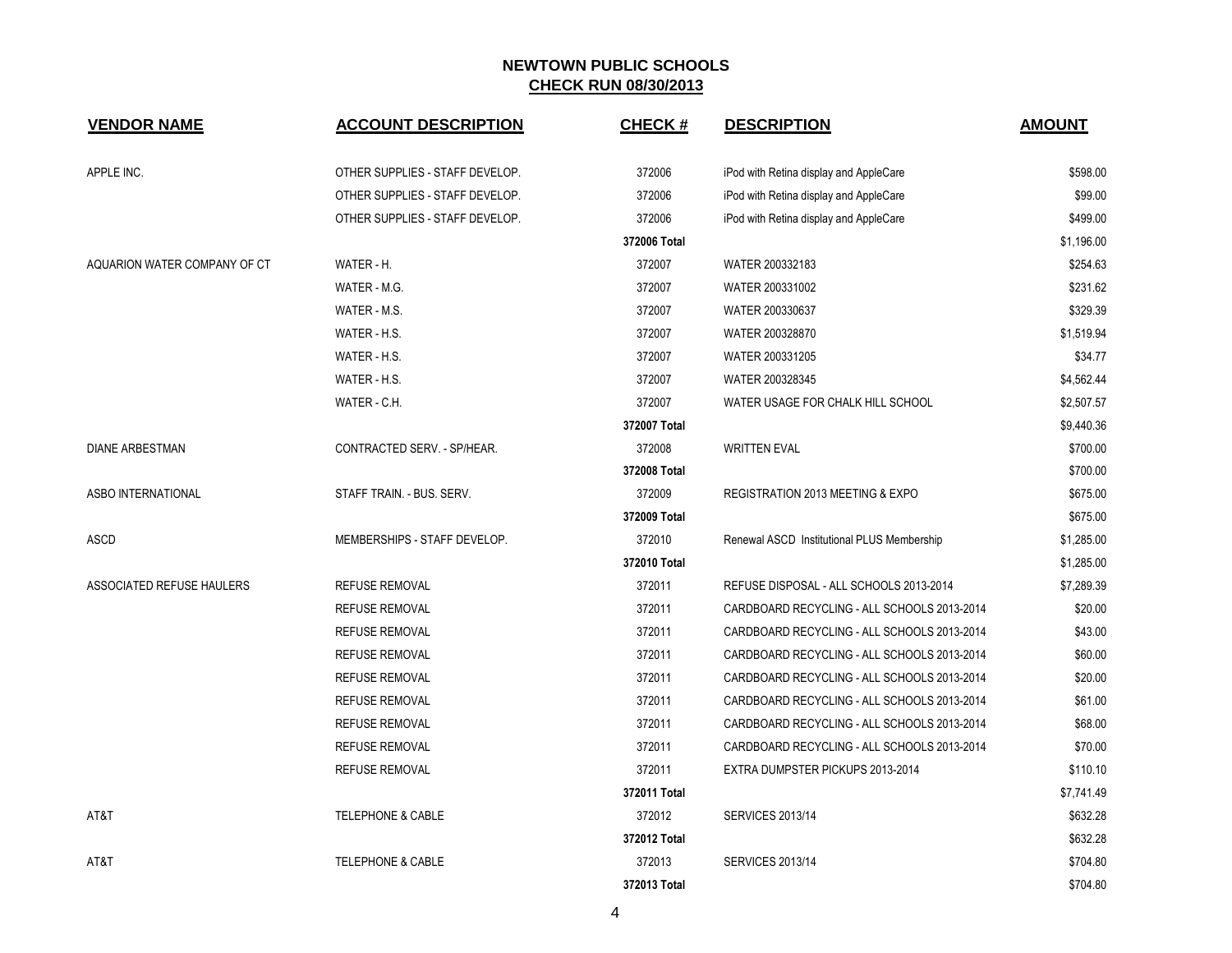## NEWTOWN PUBLIC SCHOOLS
## CHECK RUN 08/30/2013

| VENDOR NAME | ACCOUNT DESCRIPTION | CHECK # | DESCRIPTION | AMOUNT |
|---|---|---|---|---|
| APPLE INC. | OTHER SUPPLIES - STAFF DEVELOP. | 372006 | iPod with Retina display and AppleCare | $598.00 |
| | OTHER SUPPLIES - STAFF DEVELOP. | 372006 | iPod with Retina display and AppleCare | $99.00 |
| | OTHER SUPPLIES - STAFF DEVELOP. | 372006 | iPod with Retina display and AppleCare | $499.00 |
| | | **372006 Total** | | $1,196.00 |
| AQUARION WATER COMPANY OF CT | WATER - H. | 372007 | WATER 200332183 | $254.63 |
| | WATER - M.G. | 372007 | WATER 200331002 | $231.62 |
| | WATER - M.S. | 372007 | WATER 200330637 | $329.39 |
| | WATER - H.S. | 372007 | WATER 200328870 | $1,519.94 |
| | WATER - H.S. | 372007 | WATER 200331205 | $34.77 |
| | WATER - H.S. | 372007 | WATER 200328345 | $4,562.44 |
| | WATER - C.H. | 372007 | WATER USAGE FOR CHALK HILL SCHOOL | $2,507.57 |
| | | **372007 Total** | | $9,440.36 |
| DIANE ARBESTMAN | CONTRACTED SERV. - SP/HEAR. | 372008 | WRITTEN EVAL | $700.00 |
| | | **372008 Total** | | $700.00 |
| ASBO INTERNATIONAL | STAFF TRAIN. - BUS. SERV. | 372009 | REGISTRATION 2013 MEETING & EXPO | $675.00 |
| | | **372009 Total** | | $675.00 |
| ASCD | MEMBERSHIPS - STAFF DEVELOP. | 372010 | Renewal ASCD Institutional PLUS Membership | $1,285.00 |
| | | **372010 Total** | | $1,285.00 |
| ASSOCIATED REFUSE HAULERS | REFUSE REMOVAL | 372011 | REFUSE DISPOSAL - ALL SCHOOLS 2013-2014 | $7,289.39 |
| | REFUSE REMOVAL | 372011 | CARDBOARD RECYCLING - ALL SCHOOLS 2013-2014 | $20.00 |
| | REFUSE REMOVAL | 372011 | CARDBOARD RECYCLING - ALL SCHOOLS 2013-2014 | $43.00 |
| | REFUSE REMOVAL | 372011 | CARDBOARD RECYCLING - ALL SCHOOLS 2013-2014 | $60.00 |
| | REFUSE REMOVAL | 372011 | CARDBOARD RECYCLING - ALL SCHOOLS 2013-2014 | $20.00 |
| | REFUSE REMOVAL | 372011 | CARDBOARD RECYCLING - ALL SCHOOLS 2013-2014 | $61.00 |
| | REFUSE REMOVAL | 372011 | CARDBOARD RECYCLING - ALL SCHOOLS 2013-2014 | $68.00 |
| | REFUSE REMOVAL | 372011 | CARDBOARD RECYCLING - ALL SCHOOLS 2013-2014 | $70.00 |
| | REFUSE REMOVAL | 372011 | EXTRA DUMPSTER PICKUPS 2013-2014 | $110.10 |
| | | **372011 Total** | | $7,741.49 |
| AT&T | TELEPHONE & CABLE | 372012 | SERVICES 2013/14 | $632.28 |
| | | **372012 Total** | | $632.28 |
| AT&T | TELEPHONE & CABLE | 372013 | SERVICES 2013/14 | $704.80 |
| | | **372013 Total** | | $704.80 |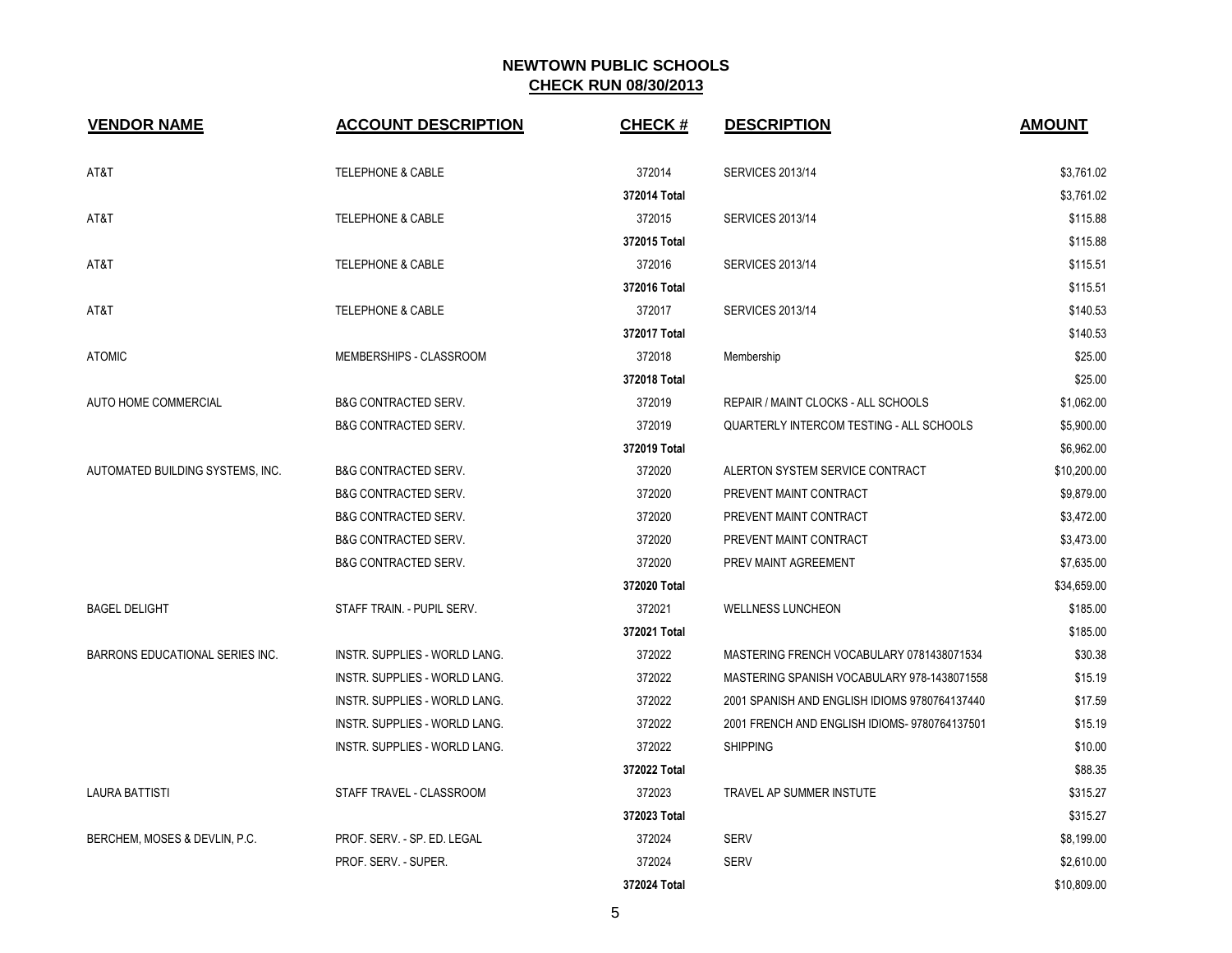## NEWTOWN PUBLIC SCHOOLS
## CHECK RUN 08/30/2013

| VENDOR NAME | ACCOUNT DESCRIPTION | CHECK # | DESCRIPTION | AMOUNT |
|---|---|---|---|---|
| AT&T | TELEPHONE & CABLE | 372014 | SERVICES 2013/14 | $3,761.02 |
| | | **372014 Total** | | $3,761.02 |
| AT&T | TELEPHONE & CABLE | 372015 | SERVICES 2013/14 | $115.88 |
| | | **372015 Total** | | $115.88 |
| AT&T | TELEPHONE & CABLE | 372016 | SERVICES 2013/14 | $115.51 |
| | | **372016 Total** | | $115.51 |
| AT&T | TELEPHONE & CABLE | 372017 | SERVICES 2013/14 | $140.53 |
| | | **372017 Total** | | $140.53 |
| ATOMIC | MEMBERSHIPS - CLASSROOM | 372018 | Membership | $25.00 |
| | | **372018 Total** | | $25.00 |
| AUTO HOME COMMERCIAL | B&G CONTRACTED SERV. | 372019 | REPAIR / MAINT CLOCKS - ALL SCHOOLS | $1,062.00 |
| | B&G CONTRACTED SERV. | 372019 | QUARTERLY INTERCOM TESTING - ALL SCHOOLS | $5,900.00 |
| | | **372019 Total** | | $6,962.00 |
| AUTOMATED BUILDING SYSTEMS, INC. | B&G CONTRACTED SERV. | 372020 | ALERTON SYSTEM SERVICE CONTRACT | $10,200.00 |
| | B&G CONTRACTED SERV. | 372020 | PREVENT MAINT CONTRACT | $9,879.00 |
| | B&G CONTRACTED SERV. | 372020 | PREVENT MAINT CONTRACT | $3,472.00 |
| | B&G CONTRACTED SERV. | 372020 | PREVENT MAINT CONTRACT | $3,473.00 |
| | B&G CONTRACTED SERV. | 372020 | PREV MAINT AGREEMENT | $7,635.00 |
| | | **372020 Total** | | $34,659.00 |
| BAGEL DELIGHT | STAFF TRAIN. - PUPIL SERV. | 372021 | WELLNESS LUNCHEON | $185.00 |
| | | **372021 Total** | | $185.00 |
| BARRONS EDUCATIONAL SERIES INC. | INSTR. SUPPLIES - WORLD LANG. | 372022 | MASTERING FRENCH VOCABULARY 0781438071534 | $30.38 |
| | INSTR. SUPPLIES - WORLD LANG. | 372022 | MASTERING SPANISH VOCABULARY 978-1438071558 | $15.19 |
| | INSTR. SUPPLIES - WORLD LANG. | 372022 | 2001 SPANISH AND ENGLISH IDIOMS 9780764137440 | $17.59 |
| | INSTR. SUPPLIES - WORLD LANG. | 372022 | 2001 FRENCH AND ENGLISH IDIOMS- 9780764137501 | $15.19 |
| | INSTR. SUPPLIES - WORLD LANG. | 372022 | SHIPPING | $10.00 |
| | | **372022 Total** | | $88.35 |
| LAURA BATTISTI | STAFF TRAVEL - CLASSROOM | 372023 | TRAVEL AP SUMMER INSTUTE | $315.27 |
| | | **372023 Total** | | $315.27 |
| BERCHEM, MOSES & DEVLIN, P.C. | PROF. SERV. - SP. ED. LEGAL | 372024 | SERV | $8,199.00 |
| | PROF. SERV. - SUPER. | 372024 | SERV | $2,610.00 |
| | | **372024 Total** | | $10,809.00 |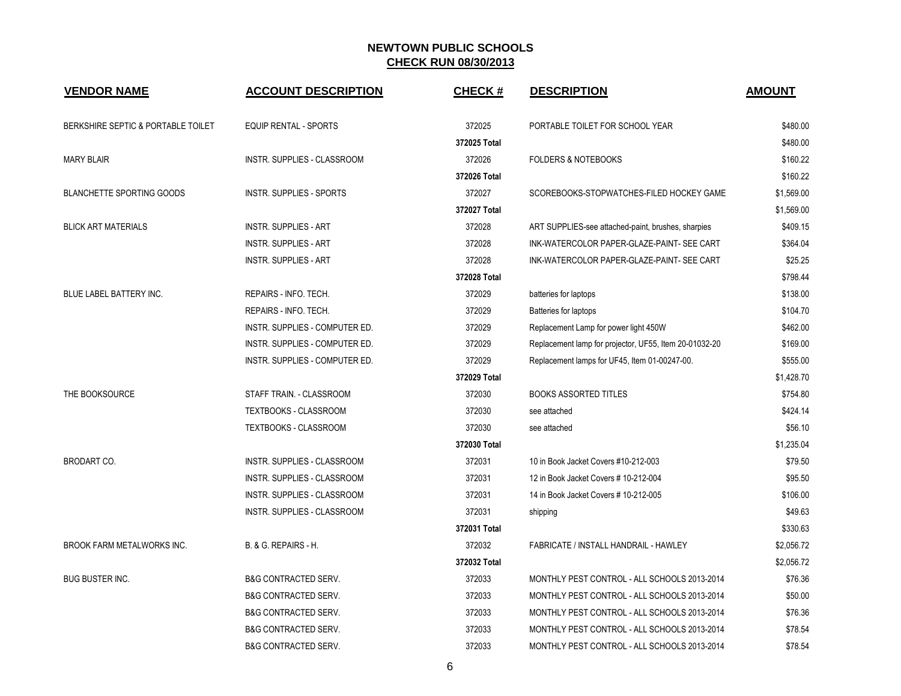## NEWTOWN PUBLIC SCHOOLS
**CHECK RUN 08/30/2013**

| VENDOR NAME | ACCOUNT DESCRIPTION | CHECK # | DESCRIPTION | AMOUNT |
|---|---|---|---|---|
| BERKSHIRE SEPTIC & PORTABLE TOILET | EQUIP RENTAL - SPORTS | 372025 | PORTABLE TOILET FOR SCHOOL YEAR | $480.00 |
| | | **372025 Total** | | $480.00 |
| MARY BLAIR | INSTR. SUPPLIES - CLASSROOM | 372026 | FOLDERS & NOTEBOOKS | $160.22 |
| | | **372026 Total** | | $160.22 |
| BLANCHETTE SPORTING GOODS | INSTR. SUPPLIES - SPORTS | 372027 | SCOREBOOKS-STOPWATCHES-FILED HOCKEY GAME | $1,569.00 |
| | | **372027 Total** | | $1,569.00 |
| BLICK ART MATERIALS | INSTR. SUPPLIES - ART | 372028 | ART SUPPLIES-see attached-paint, brushes, sharpies | $409.15 |
| | INSTR. SUPPLIES - ART | 372028 | INK-WATERCOLOR PAPER-GLAZE-PAINT- SEE CART | $364.04 |
| | INSTR. SUPPLIES - ART | 372028 | INK-WATERCOLOR PAPER-GLAZE-PAINT- SEE CART | $25.25 |
| | | **372028 Total** | | $798.44 |
| BLUE LABEL BATTERY INC. | REPAIRS - INFO. TECH. | 372029 | batteries for laptops | $138.00 |
| | REPAIRS - INFO. TECH. | 372029 | Batteries for laptops | $104.70 |
| | INSTR. SUPPLIES - COMPUTER ED. | 372029 | Replacement Lamp for power light 450W | $462.00 |
| | INSTR. SUPPLIES - COMPUTER ED. | 372029 | Replacement lamp for projector, UF55, Item 20-01032-20 | $169.00 |
| | INSTR. SUPPLIES - COMPUTER ED. | 372029 | Replacement lamps for UF45, Item 01-00247-00. | $555.00 |
| | | **372029 Total** | | $1,428.70 |
| THE BOOKSOURCE | STAFF TRAIN. - CLASSROOM | 372030 | BOOKS ASSORTED TITLES | $754.80 |
| | TEXTBOOKS - CLASSROOM | 372030 | see attached | $424.14 |
| | TEXTBOOKS - CLASSROOM | 372030 | see attached | $56.10 |
| | | **372030 Total** | | $1,235.04 |
| BRODART CO. | INSTR. SUPPLIES - CLASSROOM | 372031 | 10 in Book Jacket Covers #10-212-003 | $79.50 |
| | INSTR. SUPPLIES - CLASSROOM | 372031 | 12 in Book Jacket Covers # 10-212-004 | $95.50 |
| | INSTR. SUPPLIES - CLASSROOM | 372031 | 14 in Book Jacket Covers # 10-212-005 | $106.00 |
| | INSTR. SUPPLIES - CLASSROOM | 372031 | shipping | $49.63 |
| | | **372031 Total** | | $330.63 |
| BROOK FARM METALWORKS INC. | B. & G. REPAIRS - H. | 372032 | FABRICATE / INSTALL HANDRAIL - HAWLEY | $2,056.72 |
| | | **372032 Total** | | $2,056.72 |
| BUG BUSTER INC. | B&G CONTRACTED SERV. | 372033 | MONTHLY PEST CONTROL - ALL SCHOOLS 2013-2014 | $76.36 |
| | B&G CONTRACTED SERV. | 372033 | MONTHLY PEST CONTROL - ALL SCHOOLS 2013-2014 | $50.00 |
| | B&G CONTRACTED SERV. | 372033 | MONTHLY PEST CONTROL - ALL SCHOOLS 2013-2014 | $76.36 |
| | B&G CONTRACTED SERV. | 372033 | MONTHLY PEST CONTROL - ALL SCHOOLS 2013-2014 | $78.54 |
| | B&G CONTRACTED SERV. | 372033 | MONTHLY PEST CONTROL - ALL SCHOOLS 2013-2014 | $78.54 |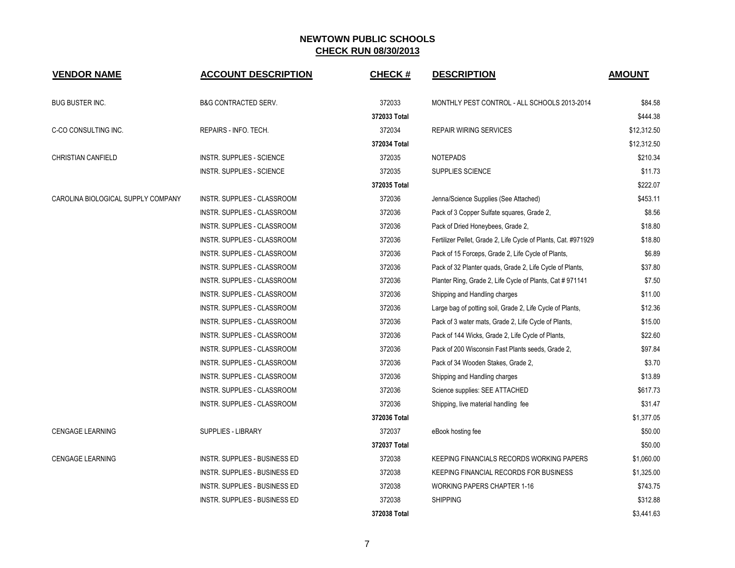# NEWTOWN PUBLIC SCHOOLS

## CHECK RUN 08/30/2013

| VENDOR NAME | ACCOUNT DESCRIPTION | CHECK # | DESCRIPTION | AMOUNT |
|---|---|---|---|---|
| BUG BUSTER INC. | B&G CONTRACTED SERV. | 372033 | MONTHLY PEST CONTROL - ALL SCHOOLS 2013-2014 | $84.58 |
| | | **372033 Total** | | $444.38 |
| C-CO CONSULTING INC. | REPAIRS - INFO. TECH. | 372034 | REPAIR WIRING SERVICES | $12,312.50 |
| | | **372034 Total** | | $12,312.50 |
| CHRISTIAN CANFIELD | INSTR. SUPPLIES - SCIENCE | 372035 | NOTEPADS | $210.34 |
| | INSTR. SUPPLIES - SCIENCE | 372035 | SUPPLIES SCIENCE | $11.73 |
| | | **372035 Total** | | $222.07 |
| CAROLINA BIOLOGICAL SUPPLY COMPANY | INSTR. SUPPLIES - CLASSROOM | 372036 | Jenna/Science Supplies (See Attached) | $453.11 |
| | INSTR. SUPPLIES - CLASSROOM | 372036 | Pack of 3 Copper Sulfate squares, Grade 2, | $8.56 |
| | INSTR. SUPPLIES - CLASSROOM | 372036 | Pack of Dried Honeybees, Grade 2, | $18.80 |
| | INSTR. SUPPLIES - CLASSROOM | 372036 | Fertilizer Pellet, Grade 2, Life Cycle of Plants, Cat. #971929 | $18.80 |
| | INSTR. SUPPLIES - CLASSROOM | 372036 | Pack of 15 Forceps, Grade 2, Life Cycle of Plants, | $6.89 |
| | INSTR. SUPPLIES - CLASSROOM | 372036 | Pack of 32 Planter quads, Grade 2, Life Cycle of Plants, | $37.80 |
| | INSTR. SUPPLIES - CLASSROOM | 372036 | Planter Ring, Grade 2, Life Cycle of Plants, Cat # 971141 | $7.50 |
| | INSTR. SUPPLIES - CLASSROOM | 372036 | Shipping and Handling charges | $11.00 |
| | INSTR. SUPPLIES - CLASSROOM | 372036 | Large bag of potting soil, Grade 2, Life Cycle of Plants, | $12.36 |
| | INSTR. SUPPLIES - CLASSROOM | 372036 | Pack of 3 water mats, Grade 2, Life Cycle of Plants, | $15.00 |
| | INSTR. SUPPLIES - CLASSROOM | 372036 | Pack of 144 Wicks, Grade 2, Life Cycle of Plants, | $22.60 |
| | INSTR. SUPPLIES - CLASSROOM | 372036 | Pack of 200 Wisconsin Fast Plants seeds, Grade 2, | $97.84 |
| | INSTR. SUPPLIES - CLASSROOM | 372036 | Pack of 34 Wooden Stakes, Grade 2, | $3.70 |
| | INSTR. SUPPLIES - CLASSROOM | 372036 | Shipping and Handling charges | $13.89 |
| | INSTR. SUPPLIES - CLASSROOM | 372036 | Science supplies: SEE ATTACHED | $617.73 |
| | INSTR. SUPPLIES - CLASSROOM | 372036 | Shipping, live material handling fee | $31.47 |
| | | **372036 Total** | | $1,377.05 |
| CENGAGE LEARNING | SUPPLIES - LIBRARY | 372037 | eBook hosting fee | $50.00 |
| | | **372037 Total** | | $50.00 |
| CENGAGE LEARNING | INSTR. SUPPLIES - BUSINESS ED | 372038 | KEEPING FINANCIALS RECORDS WORKING PAPERS | $1,060.00 |
| | INSTR. SUPPLIES - BUSINESS ED | 372038 | KEEPING FINANCIAL RECORDS FOR BUSINESS | $1,325.00 |
| | INSTR. SUPPLIES - BUSINESS ED | 372038 | WORKING PAPERS CHAPTER 1-16 | $743.75 |
| | INSTR. SUPPLIES - BUSINESS ED | 372038 | SHIPPING | $312.88 |
| | | **372038 Total** | | $3,441.63 |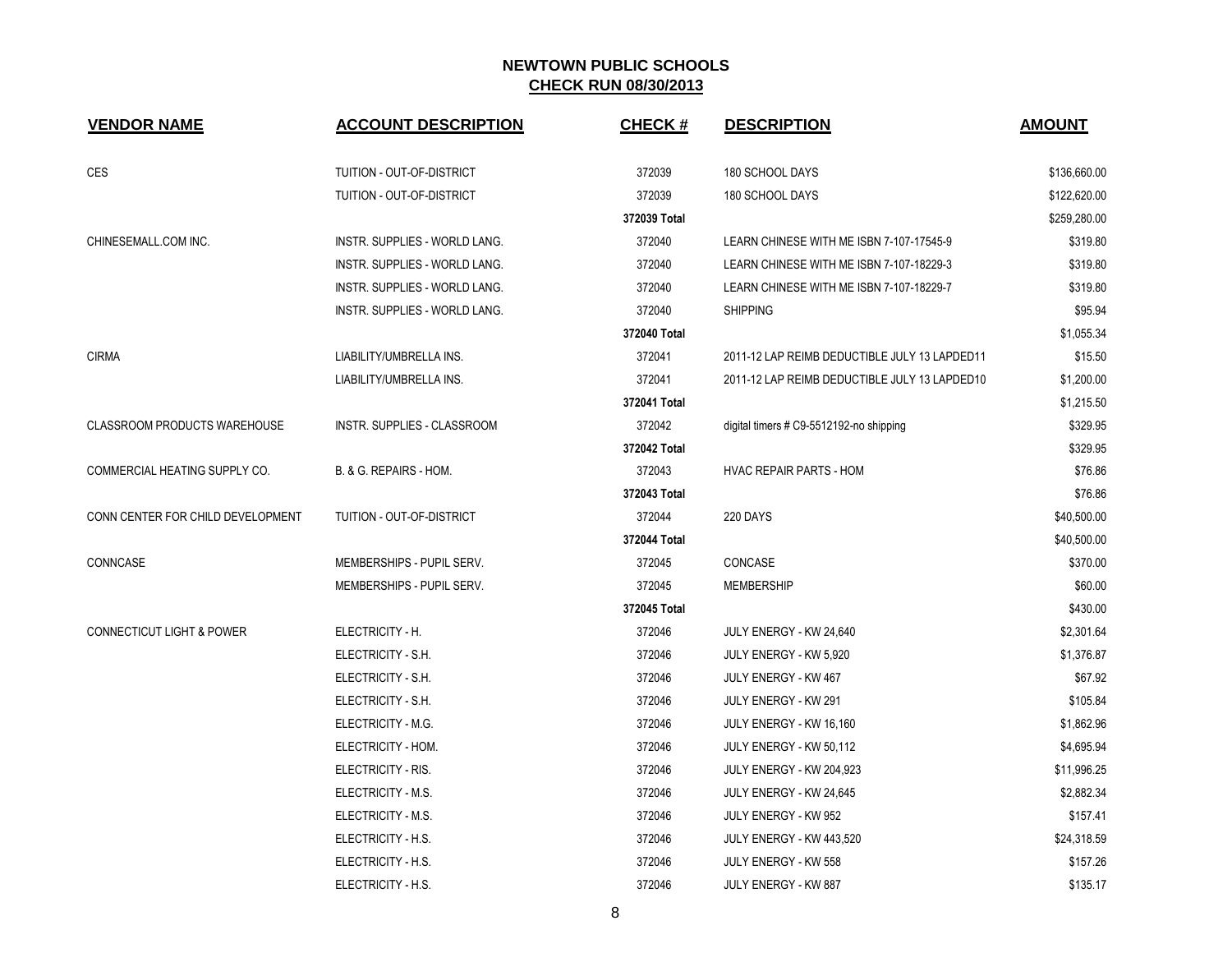# NEWTOWN PUBLIC SCHOOLS

## CHECK RUN 08/30/2013

| VENDOR NAME | ACCOUNT DESCRIPTION | CHECK # | DESCRIPTION | AMOUNT |
|---|---|---|---|---|
| CES | TUITION - OUT-OF-DISTRICT | 372039 | 180 SCHOOL DAYS | $136,660.00 |
| | TUITION - OUT-OF-DISTRICT | 372039 | 180 SCHOOL DAYS | $122,620.00 |
| | | 372039 Total | | $259,280.00 |
| CHINESEMALL.COM INC. | INSTR. SUPPLIES - WORLD LANG. | 372040 | LEARN CHINESE WITH ME ISBN 7-107-17545-9 | $319.80 |
| | INSTR. SUPPLIES - WORLD LANG. | 372040 | LEARN CHINESE WITH ME ISBN 7-107-18229-3 | $319.80 |
| | INSTR. SUPPLIES - WORLD LANG. | 372040 | LEARN CHINESE WITH ME ISBN 7-107-18229-7 | $319.80 |
| | INSTR. SUPPLIES - WORLD LANG. | 372040 | SHIPPING | $95.94 |
| | | 372040 Total | | $1,055.34 |
| CIRMA | LIABILITY/UMBRELLA INS. | 372041 | 2011-12 LAP REIMB DEDUCTIBLE JULY 13 LAPDED11 | $15.50 |
| | LIABILITY/UMBRELLA INS. | 372041 | 2011-12 LAP REIMB DEDUCTIBLE JULY 13 LAPDED10 | $1,200.00 |
| | | 372041 Total | | $1,215.50 |
| CLASSROOM PRODUCTS WAREHOUSE | INSTR. SUPPLIES - CLASSROOM | 372042 | digital timers # C9-5512192-no shipping | $329.95 |
| | | 372042 Total | | $329.95 |
| COMMERCIAL HEATING SUPPLY CO. | B. & G. REPAIRS - HOM. | 372043 | HVAC REPAIR PARTS - HOM | $76.86 |
| | | 372043 Total | | $76.86 |
| CONN CENTER FOR CHILD DEVELOPMENT | TUITION - OUT-OF-DISTRICT | 372044 | 220 DAYS | $40,500.00 |
| | | 372044 Total | | $40,500.00 |
| CONNCASE | MEMBERSHIPS - PUPIL SERV. | 372045 | CONCASE | $370.00 |
| | MEMBERSHIPS - PUPIL SERV. | 372045 | MEMBERSHIP | $60.00 |
| | | 372045 Total | | $430.00 |
| CONNECTICUT LIGHT & POWER | ELECTRICITY - H. | 372046 | JULY ENERGY - KW 24,640 | $2,301.64 |
| | ELECTRICITY - S.H. | 372046 | JULY ENERGY - KW 5,920 | $1,376.87 |
| | ELECTRICITY - S.H. | 372046 | JULY ENERGY - KW 467 | $67.92 |
| | ELECTRICITY - S.H. | 372046 | JULY ENERGY - KW 291 | $105.84 |
| | ELECTRICITY - M.G. | 372046 | JULY ENERGY - KW 16,160 | $1,862.96 |
| | ELECTRICITY - HOM. | 372046 | JULY ENERGY - KW 50,112 | $4,695.94 |
| | ELECTRICITY - RIS. | 372046 | JULY ENERGY - KW 204,923 | $11,996.25 |
| | ELECTRICITY - M.S. | 372046 | JULY ENERGY - KW 24,645 | $2,882.34 |
| | ELECTRICITY - M.S. | 372046 | JULY ENERGY - KW 952 | $157.41 |
| | ELECTRICITY - H.S. | 372046 | JULY ENERGY - KW 443,520 | $24,318.59 |
| | ELECTRICITY - H.S. | 372046 | JULY ENERGY - KW 558 | $157.26 |
| | ELECTRICITY - H.S. | 372046 | JULY ENERGY - KW 887 | $135.17 |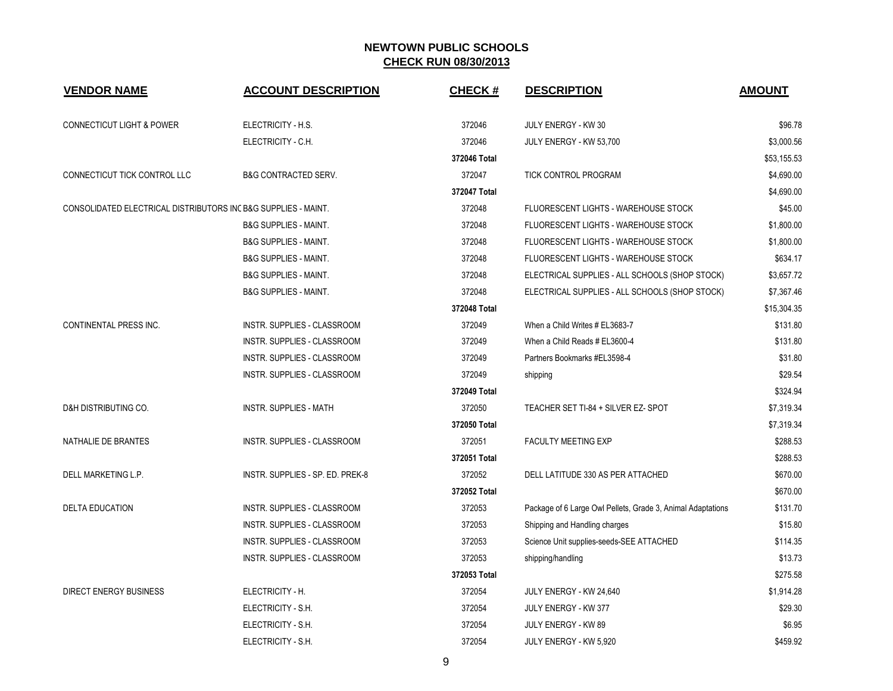## NEWTOWN PUBLIC SCHOOLS
## CHECK RUN 08/30/2013

| VENDOR NAME | ACCOUNT DESCRIPTION | CHECK # | DESCRIPTION | AMOUNT |
|---|---|---|---|---|
| CONNECTICUT LIGHT & POWER | ELECTRICITY - H.S. | 372046 | JULY ENERGY - KW 30 | $96.78 |
| | ELECTRICITY - C.H. | 372046 | JULY ENERGY - KW 53,700 | $3,000.56 |
| | | 372046 Total | | $53,155.53 |
| CONNECTICUT TICK CONTROL LLC | B&G CONTRACTED SERV. | 372047 | TICK CONTROL PROGRAM | $4,690.00 |
| | | 372047 Total | | $4,690.00 |
| CONSOLIDATED ELECTRICAL DISTRIBUTORS INC | B&G SUPPLIES - MAINT. | 372048 | FLUORESCENT LIGHTS - WAREHOUSE STOCK | $45.00 |
| | B&G SUPPLIES - MAINT. | 372048 | FLUORESCENT LIGHTS - WAREHOUSE STOCK | $1,800.00 |
| | B&G SUPPLIES - MAINT. | 372048 | FLUORESCENT LIGHTS - WAREHOUSE STOCK | $1,800.00 |
| | B&G SUPPLIES - MAINT. | 372048 | FLUORESCENT LIGHTS - WAREHOUSE STOCK | $634.17 |
| | B&G SUPPLIES - MAINT. | 372048 | ELECTRICAL SUPPLIES - ALL SCHOOLS (SHOP STOCK) | $3,657.72 |
| | B&G SUPPLIES - MAINT. | 372048 | ELECTRICAL SUPPLIES - ALL SCHOOLS (SHOP STOCK) | $7,367.46 |
| | | 372048 Total | | $15,304.35 |
| CONTINENTAL PRESS INC. | INSTR. SUPPLIES - CLASSROOM | 372049 | When a Child Writes # EL3683-7 | $131.80 |
| | INSTR. SUPPLIES - CLASSROOM | 372049 | When a Child Reads # EL3600-4 | $131.80 |
| | INSTR. SUPPLIES - CLASSROOM | 372049 | Partners Bookmarks #EL3598-4 | $31.80 |
| | INSTR. SUPPLIES - CLASSROOM | 372049 | shipping | $29.54 |
| | | 372049 Total | | $324.94 |
| D&H DISTRIBUTING CO. | INSTR. SUPPLIES - MATH | 372050 | TEACHER SET TI-84 + SILVER EZ- SPOT | $7,319.34 |
| | | 372050 Total | | $7,319.34 |
| NATHALIE DE BRANTES | INSTR. SUPPLIES - CLASSROOM | 372051 | FACULTY MEETING EXP | $288.53 |
| | | 372051 Total | | $288.53 |
| DELL MARKETING L.P. | INSTR. SUPPLIES - SP. ED. PREK-8 | 372052 | DELL LATITUDE 330 AS PER ATTACHED | $670.00 |
| | | 372052 Total | | $670.00 |
| DELTA EDUCATION | INSTR. SUPPLIES - CLASSROOM | 372053 | Package of 6 Large Owl Pellets, Grade 3, Animal Adaptations | $131.70 |
| | INSTR. SUPPLIES - CLASSROOM | 372053 | Shipping and Handling charges | $15.80 |
| | INSTR. SUPPLIES - CLASSROOM | 372053 | Science Unit supplies-seeds-SEE ATTACHED | $114.35 |
| | INSTR. SUPPLIES - CLASSROOM | 372053 | shipping/handling | $13.73 |
| | | 372053 Total | | $275.58 |
| DIRECT ENERGY BUSINESS | ELECTRICITY - H. | 372054 | JULY ENERGY - KW 24,640 | $1,914.28 |
| | ELECTRICITY - S.H. | 372054 | JULY ENERGY - KW 377 | $29.30 |
| | ELECTRICITY - S.H. | 372054 | JULY ENERGY - KW 89 | $6.95 |
| | ELECTRICITY - S.H. | 372054 | JULY ENERGY - KW 5,920 | $459.92 |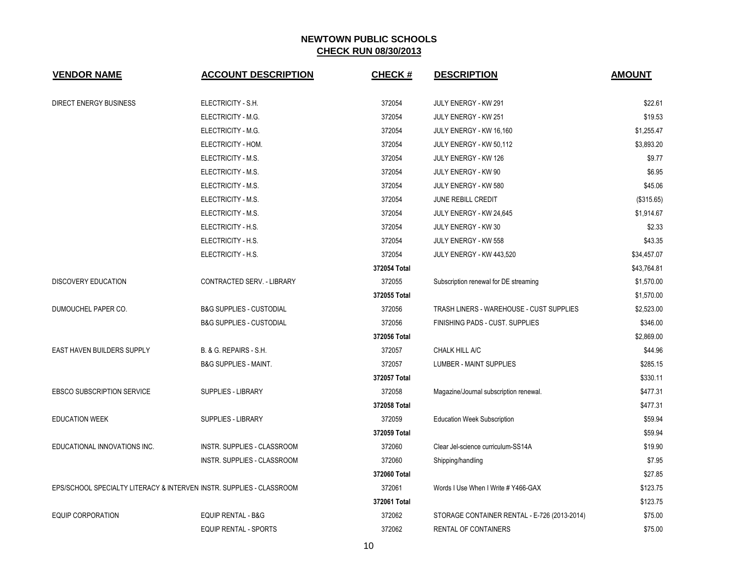## NEWTOWN PUBLIC SCHOOLS
## CHECK RUN 08/30/2013

| VENDOR NAME | ACCOUNT DESCRIPTION | CHECK # | DESCRIPTION | AMOUNT |
|---|---|---|---|---|
| DIRECT ENERGY BUSINESS | ELECTRICITY - S.H. | 372054 | JULY ENERGY - KW 291 | $22.61 |
| | ELECTRICITY - M.G. | 372054 | JULY ENERGY - KW 251 | $19.53 |
| | ELECTRICITY - M.G. | 372054 | JULY ENERGY - KW 16,160 | $1,255.47 |
| | ELECTRICITY - HOM. | 372054 | JULY ENERGY - KW 50,112 | $3,893.20 |
| | ELECTRICITY - M.S. | 372054 | JULY ENERGY - KW 126 | $9.77 |
| | ELECTRICITY - M.S. | 372054 | JULY ENERGY - KW 90 | $6.95 |
| | ELECTRICITY - M.S. | 372054 | JULY ENERGY - KW 580 | $45.06 |
| | ELECTRICITY - M.S. | 372054 | JUNE REBILL CREDIT | ($315.65) |
| | ELECTRICITY - M.S. | 372054 | JULY ENERGY - KW 24,645 | $1,914.67 |
| | ELECTRICITY - H.S. | 372054 | JULY ENERGY - KW 30 | $2.33 |
| | ELECTRICITY - H.S. | 372054 | JULY ENERGY - KW 558 | $43.35 |
| | ELECTRICITY - H.S. | 372054 | JULY ENERGY - KW 443,520 | $34,457.07 |
| | | **372054 Total** | | $43,764.81 |
| DISCOVERY EDUCATION | CONTRACTED SERV. - LIBRARY | 372055 | Subscription renewal for DE streaming | $1,570.00 |
| | | **372055 Total** | | $1,570.00 |
| DUMOUCHEL PAPER CO. | B&G SUPPLIES - CUSTODIAL | 372056 | TRASH LINERS - WAREHOUSE - CUST SUPPLIES | $2,523.00 |
| | B&G SUPPLIES - CUSTODIAL | 372056 | FINISHING PADS - CUST. SUPPLIES | $346.00 |
| | | **372056 Total** | | $2,869.00 |
| EAST HAVEN BUILDERS SUPPLY | B. & G. REPAIRS - S.H. | 372057 | CHALK HILL A/C | $44.96 |
| | B&G SUPPLIES - MAINT. | 372057 | LUMBER - MAINT SUPPLIES | $285.15 |
| | | **372057 Total** | | $330.11 |
| EBSCO SUBSCRIPTION SERVICE | SUPPLIES - LIBRARY | 372058 | Magazine/Journal subscription renewal. | $477.31 |
| | | **372058 Total** | | $477.31 |
| EDUCATION WEEK | SUPPLIES - LIBRARY | 372059 | Education Week Subscription | $59.94 |
| | | **372059 Total** | | $59.94 |
| EDUCATIONAL INNOVATIONS INC. | INSTR. SUPPLIES - CLASSROOM | 372060 | Clear Jel-science curriculum-SS14A | $19.90 |
| | INSTR. SUPPLIES - CLASSROOM | 372060 | Shipping/handling | $7.95 |
| | | **372060 Total** | | $27.85 |
| EPS/SCHOOL SPECIALTY LITERACY & INTERVEN | INSTR. SUPPLIES - CLASSROOM | 372061 | Words I Use When I Write # Y466-GAX | $123.75 |
| | | **372061 Total** | | $123.75 |
| EQUIP CORPORATION | EQUIP RENTAL - B&G | 372062 | STORAGE CONTAINER RENTAL - E-726 (2013-2014) | $75.00 |
| | EQUIP RENTAL - SPORTS | 372062 | RENTAL OF CONTAINERS | $75.00 |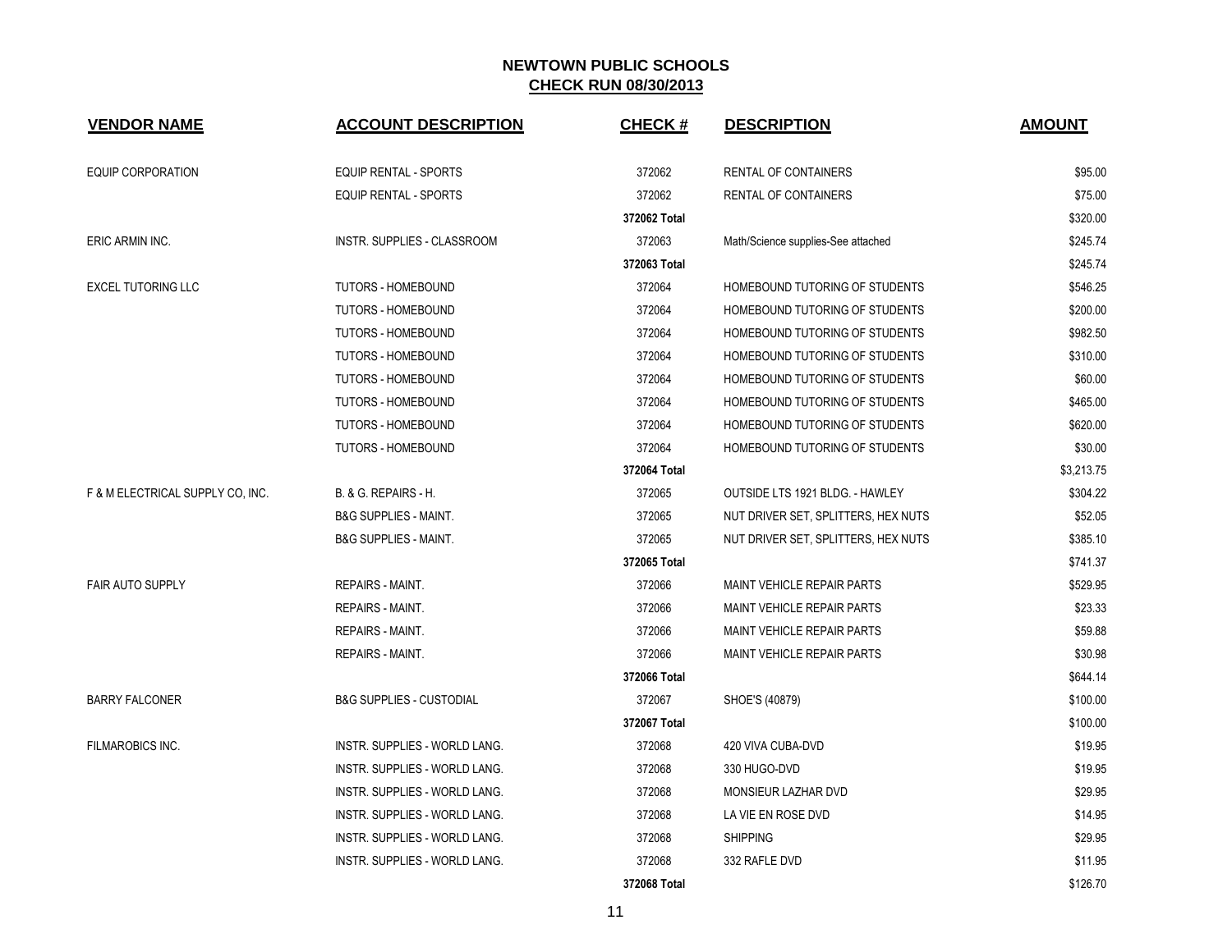## NEWTOWN PUBLIC SCHOOLS
## CHECK RUN 08/30/2013

| VENDOR NAME | ACCOUNT DESCRIPTION | CHECK # | DESCRIPTION | AMOUNT |
|---|---|---|---|---|
| EQUIP CORPORATION | EQUIP RENTAL - SPORTS | 372062 | RENTAL OF CONTAINERS | $95.00 |
| | EQUIP RENTAL - SPORTS | 372062 | RENTAL OF CONTAINERS | $75.00 |
| | | 372062 Total | | $320.00 |
| ERIC ARMIN INC. | INSTR. SUPPLIES - CLASSROOM | 372063 | Math/Science supplies-See attached | $245.74 |
| | | 372063 Total | | $245.74 |
| EXCEL TUTORING LLC | TUTORS - HOMEBOUND | 372064 | HOMEBOUND TUTORING OF STUDENTS | $546.25 |
| | TUTORS - HOMEBOUND | 372064 | HOMEBOUND TUTORING OF STUDENTS | $200.00 |
| | TUTORS - HOMEBOUND | 372064 | HOMEBOUND TUTORING OF STUDENTS | $982.50 |
| | TUTORS - HOMEBOUND | 372064 | HOMEBOUND TUTORING OF STUDENTS | $310.00 |
| | TUTORS - HOMEBOUND | 372064 | HOMEBOUND TUTORING OF STUDENTS | $60.00 |
| | TUTORS - HOMEBOUND | 372064 | HOMEBOUND TUTORING OF STUDENTS | $465.00 |
| | TUTORS - HOMEBOUND | 372064 | HOMEBOUND TUTORING OF STUDENTS | $620.00 |
| | TUTORS - HOMEBOUND | 372064 | HOMEBOUND TUTORING OF STUDENTS | $30.00 |
| | | 372064 Total | | $3,213.75 |
| F & M ELECTRICAL SUPPLY CO, INC. | B. & G. REPAIRS - H. | 372065 | OUTSIDE LTS 1921 BLDG. - HAWLEY | $304.22 |
| | B&G SUPPLIES - MAINT. | 372065 | NUT DRIVER SET, SPLITTERS, HEX NUTS | $52.05 |
| | B&G SUPPLIES - MAINT. | 372065 | NUT DRIVER SET, SPLITTERS, HEX NUTS | $385.10 |
| | | 372065 Total | | $741.37 |
| FAIR AUTO SUPPLY | REPAIRS - MAINT. | 372066 | MAINT VEHICLE REPAIR PARTS | $529.95 |
| | REPAIRS - MAINT. | 372066 | MAINT VEHICLE REPAIR PARTS | $23.33 |
| | REPAIRS - MAINT. | 372066 | MAINT VEHICLE REPAIR PARTS | $59.88 |
| | REPAIRS - MAINT. | 372066 | MAINT VEHICLE REPAIR PARTS | $30.98 |
| | | 372066 Total | | $644.14 |
| BARRY FALCONER | B&G SUPPLIES - CUSTODIAL | 372067 | SHOE'S (40879) | $100.00 |
| | | 372067 Total | | $100.00 |
| FILMAROBICS INC. | INSTR. SUPPLIES - WORLD LANG. | 372068 | 420 VIVA CUBA-DVD | $19.95 |
| | INSTR. SUPPLIES - WORLD LANG. | 372068 | 330 HUGO-DVD | $19.95 |
| | INSTR. SUPPLIES - WORLD LANG. | 372068 | MONSIEUR LAZHAR DVD | $29.95 |
| | INSTR. SUPPLIES - WORLD LANG. | 372068 | LA VIE EN ROSE DVD | $14.95 |
| | INSTR. SUPPLIES - WORLD LANG. | 372068 | SHIPPING | $29.95 |
| | INSTR. SUPPLIES - WORLD LANG. | 372068 | 332 RAFLE DVD | $11.95 |
| | | 372068 Total | | $126.70 |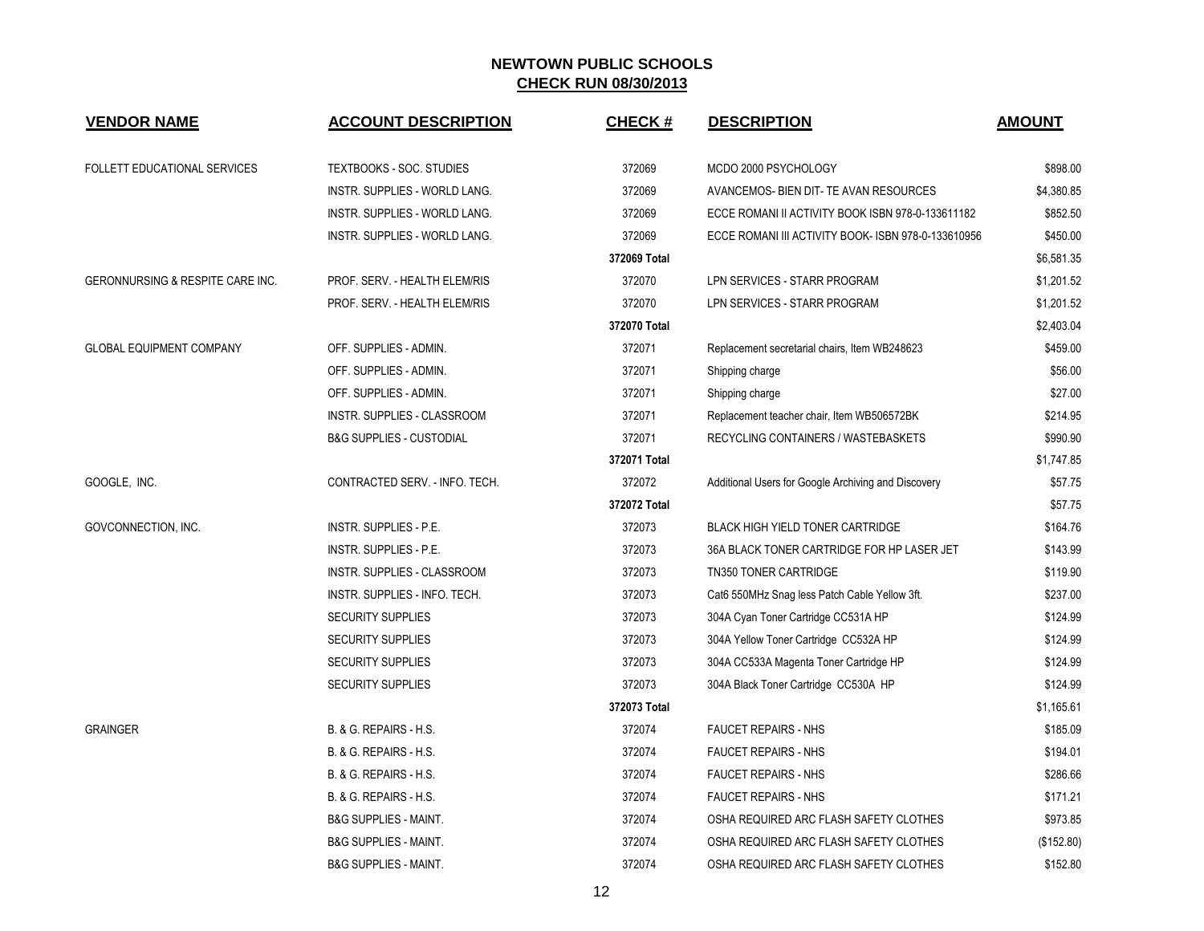## NEWTOWN PUBLIC SCHOOLS
## CHECK RUN 08/30/2013

| VENDOR NAME | ACCOUNT DESCRIPTION | CHECK # | DESCRIPTION | AMOUNT |
|---|---|---|---|---|
| FOLLETT EDUCATIONAL SERVICES | TEXTBOOKS - SOC. STUDIES | 372069 | MCDO 2000 PSYCHOLOGY | $898.00 |
| | INSTR. SUPPLIES - WORLD LANG. | 372069 | AVANCEMOS- BIEN DIT- TE AVAN RESOURCES | $4,380.85 |
| | INSTR. SUPPLIES - WORLD LANG. | 372069 | ECCE ROMANI II ACTIVITY BOOK ISBN 978-0-133611182 | $852.50 |
| | INSTR. SUPPLIES - WORLD LANG. | 372069 | ECCE ROMANI III ACTIVITY BOOK- ISBN 978-0-133610956 | $450.00 |
| | | 372069 Total | | $6,581.35 |
| GERONNURSING & RESPITE CARE INC. | PROF. SERV. - HEALTH ELEM/RIS | 372070 | LPN SERVICES - STARR PROGRAM | $1,201.52 |
| | PROF. SERV. - HEALTH ELEM/RIS | 372070 | LPN SERVICES - STARR PROGRAM | $1,201.52 |
| | | 372070 Total | | $2,403.04 |
| GLOBAL EQUIPMENT COMPANY | OFF. SUPPLIES - ADMIN. | 372071 | Replacement secretarial chairs, Item WB248623 | $459.00 |
| | OFF. SUPPLIES - ADMIN. | 372071 | Shipping charge | $56.00 |
| | OFF. SUPPLIES - ADMIN. | 372071 | Shipping charge | $27.00 |
| | INSTR. SUPPLIES - CLASSROOM | 372071 | Replacement teacher chair, Item WB506572BK | $214.95 |
| | B&G SUPPLIES - CUSTODIAL | 372071 | RECYCLING CONTAINERS / WASTEBASKETS | $990.90 |
| | | 372071 Total | | $1,747.85 |
| GOOGLE, INC. | CONTRACTED SERV. - INFO. TECH. | 372072 | Additional Users for Google Archiving and Discovery | $57.75 |
| | | 372072 Total | | $57.75 |
| GOVCONNECTION, INC. | INSTR. SUPPLIES - P.E. | 372073 | BLACK HIGH YIELD TONER CARTRIDGE | $164.76 |
| | INSTR. SUPPLIES - P.E. | 372073 | 36A BLACK TONER CARTRIDGE FOR HP LASER JET | $143.99 |
| | INSTR. SUPPLIES - CLASSROOM | 372073 | TN350 TONER CARTRIDGE | $119.90 |
| | INSTR. SUPPLIES - INFO. TECH. | 372073 | Cat6 550MHz Snag less Patch Cable Yellow 3ft. | $237.00 |
| | SECURITY SUPPLIES | 372073 | 304A Cyan Toner Cartridge CC531A HP | $124.99 |
| | SECURITY SUPPLIES | 372073 | 304A Yellow Toner Cartridge CC532A HP | $124.99 |
| | SECURITY SUPPLIES | 372073 | 304A CC533A Magenta Toner Cartridge HP | $124.99 |
| | SECURITY SUPPLIES | 372073 | 304A Black Toner Cartridge CC530A HP | $124.99 |
| | | 372073 Total | | $1,165.61 |
| GRAINGER | B. & G. REPAIRS - H.S. | 372074 | FAUCET REPAIRS - NHS | $185.09 |
| | B. & G. REPAIRS - H.S. | 372074 | FAUCET REPAIRS - NHS | $194.01 |
| | B. & G. REPAIRS - H.S. | 372074 | FAUCET REPAIRS - NHS | $286.66 |
| | B. & G. REPAIRS - H.S. | 372074 | FAUCET REPAIRS - NHS | $171.21 |
| | B&G SUPPLIES - MAINT. | 372074 | OSHA REQUIRED ARC FLASH SAFETY CLOTHES | $973.85 |
| | B&G SUPPLIES - MAINT. | 372074 | OSHA REQUIRED ARC FLASH SAFETY CLOTHES | ($152.80) |
| | B&G SUPPLIES - MAINT. | 372074 | OSHA REQUIRED ARC FLASH SAFETY CLOTHES | $152.80 |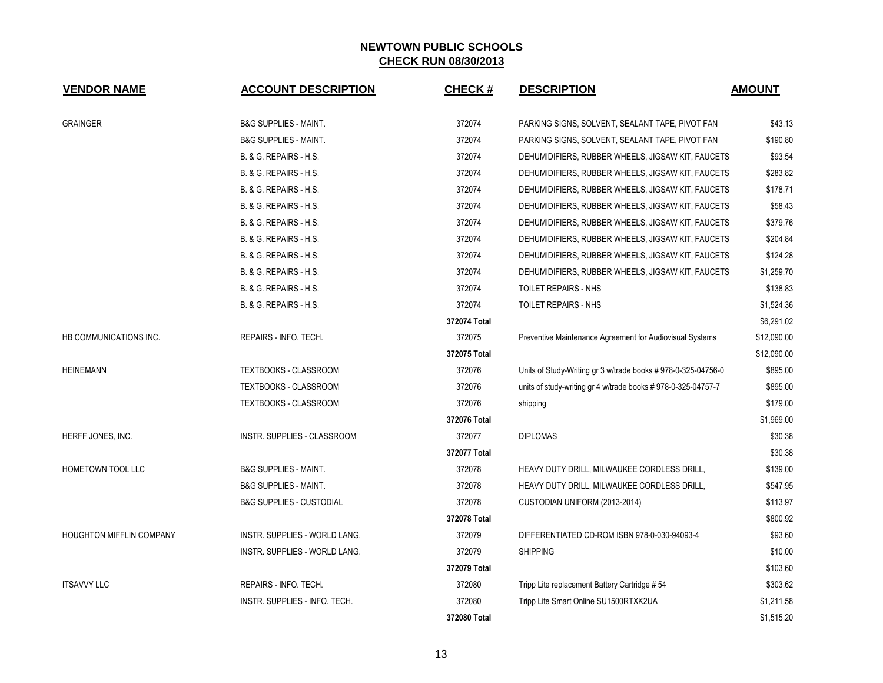## NEWTOWN PUBLIC SCHOOLS
## CHECK RUN 08/30/2013

| VENDOR NAME | ACCOUNT DESCRIPTION | CHECK # | DESCRIPTION | AMOUNT |
|---|---|---|---|---|
| GRAINGER | B&G SUPPLIES - MAINT. | 372074 | PARKING SIGNS, SOLVENT, SEALANT TAPE, PIVOT FAN | $43.13 |
| | B&G SUPPLIES - MAINT. | 372074 | PARKING SIGNS, SOLVENT, SEALANT TAPE, PIVOT FAN | $190.80 |
| | B. & G. REPAIRS - H.S. | 372074 | DEHUMIDIFIERS, RUBBER WHEELS, JIGSAW KIT, FAUCETS | $93.54 |
| | B. & G. REPAIRS - H.S. | 372074 | DEHUMIDIFIERS, RUBBER WHEELS, JIGSAW KIT, FAUCETS | $283.82 |
| | B. & G. REPAIRS - H.S. | 372074 | DEHUMIDIFIERS, RUBBER WHEELS, JIGSAW KIT, FAUCETS | $178.71 |
| | B. & G. REPAIRS - H.S. | 372074 | DEHUMIDIFIERS, RUBBER WHEELS, JIGSAW KIT, FAUCETS | $58.43 |
| | B. & G. REPAIRS - H.S. | 372074 | DEHUMIDIFIERS, RUBBER WHEELS, JIGSAW KIT, FAUCETS | $379.76 |
| | B. & G. REPAIRS - H.S. | 372074 | DEHUMIDIFIERS, RUBBER WHEELS, JIGSAW KIT, FAUCETS | $204.84 |
| | B. & G. REPAIRS - H.S. | 372074 | DEHUMIDIFIERS, RUBBER WHEELS, JIGSAW KIT, FAUCETS | $124.28 |
| | B. & G. REPAIRS - H.S. | 372074 | DEHUMIDIFIERS, RUBBER WHEELS, JIGSAW KIT, FAUCETS | $1,259.70 |
| | B. & G. REPAIRS - H.S. | 372074 | TOILET REPAIRS - NHS | $138.83 |
| | B. & G. REPAIRS - H.S. | 372074 | TOILET REPAIRS - NHS | $1,524.36 |
| | | **372074 Total** | | $6,291.02 |
| HB COMMUNICATIONS INC. | REPAIRS - INFO. TECH. | 372075 | Preventive Maintenance Agreement for Audiovisual Systems | $12,090.00 |
| | | **372075 Total** | | $12,090.00 |
| HEINEMANN | TEXTBOOKS - CLASSROOM | 372076 | Units of Study-Writing gr 3 w/trade books # 978-0-325-04756-0 | $895.00 |
| | TEXTBOOKS - CLASSROOM | 372076 | units of study-writing gr 4 w/trade books # 978-0-325-04757-7 | $895.00 |
| | TEXTBOOKS - CLASSROOM | 372076 | shipping | $179.00 |
| | | **372076 Total** | | $1,969.00 |
| HERFF JONES, INC. | INSTR. SUPPLIES - CLASSROOM | 372077 | DIPLOMAS | $30.38 |
| | | **372077 Total** | | $30.38 |
| HOMETOWN TOOL LLC | B&G SUPPLIES - MAINT. | 372078 | HEAVY DUTY DRILL, MILWAUKEE CORDLESS DRILL, | $139.00 |
| | B&G SUPPLIES - MAINT. | 372078 | HEAVY DUTY DRILL, MILWAUKEE CORDLESS DRILL, | $547.95 |
| | B&G SUPPLIES - CUSTODIAL | 372078 | CUSTODIAN UNIFORM (2013-2014) | $113.97 |
| | | **372078 Total** | | $800.92 |
| HOUGHTON MIFFLIN COMPANY | INSTR. SUPPLIES - WORLD LANG. | 372079 | DIFFERENTIATED CD-ROM ISBN 978-0-030-94093-4 | $93.60 |
| | INSTR. SUPPLIES - WORLD LANG. | 372079 | SHIPPING | $10.00 |
| | | **372079 Total** | | $103.60 |
| ITSAVVY LLC | REPAIRS - INFO. TECH. | 372080 | Tripp Lite replacement Battery Cartridge # 54 | $303.62 |
| | INSTR. SUPPLIES - INFO. TECH. | 372080 | Tripp Lite Smart Online SU1500RTXK2UA | $1,211.58 |
| | | **372080 Total** | | $1,515.20 |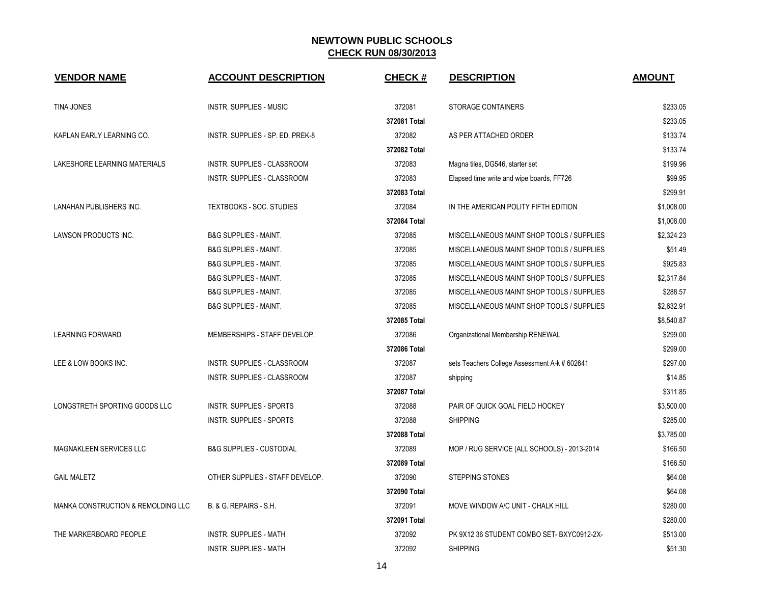## NEWTOWN PUBLIC SCHOOLS
## CHECK RUN 08/30/2013

| VENDOR NAME | ACCOUNT DESCRIPTION | CHECK # | DESCRIPTION | AMOUNT |
|---|---|---|---|---|
| TINA JONES | INSTR. SUPPLIES - MUSIC | 372081 | STORAGE CONTAINERS | $233.05 |
| | | 372081 Total | | $233.05 |
| KAPLAN EARLY LEARNING CO. | INSTR. SUPPLIES - SP. ED. PREK-8 | 372082 | AS PER ATTACHED ORDER | $133.74 |
| | | 372082 Total | | $133.74 |
| LAKESHORE LEARNING MATERIALS | INSTR. SUPPLIES - CLASSROOM | 372083 | Magna tiles, DG546, starter set | $199.96 |
| | INSTR. SUPPLIES - CLASSROOM | 372083 | Elapsed time write and wipe boards, FF726 | $99.95 |
| | | 372083 Total | | $299.91 |
| LANAHAN PUBLISHERS INC. | TEXTBOOKS - SOC. STUDIES | 372084 | IN THE AMERICAN POLITY FIFTH EDITION | $1,008.00 |
| | | 372084 Total | | $1,008.00 |
| LAWSON PRODUCTS INC. | B&G SUPPLIES - MAINT. | 372085 | MISCELLANEOUS MAINT SHOP TOOLS / SUPPLIES | $2,324.23 |
| | B&G SUPPLIES - MAINT. | 372085 | MISCELLANEOUS MAINT SHOP TOOLS / SUPPLIES | $51.49 |
| | B&G SUPPLIES - MAINT. | 372085 | MISCELLANEOUS MAINT SHOP TOOLS / SUPPLIES | $925.83 |
| | B&G SUPPLIES - MAINT. | 372085 | MISCELLANEOUS MAINT SHOP TOOLS / SUPPLIES | $2,317.84 |
| | B&G SUPPLIES - MAINT. | 372085 | MISCELLANEOUS MAINT SHOP TOOLS / SUPPLIES | $288.57 |
| | B&G SUPPLIES - MAINT. | 372085 | MISCELLANEOUS MAINT SHOP TOOLS / SUPPLIES | $2,632.91 |
| | | 372085 Total | | $8,540.87 |
| LEARNING FORWARD | MEMBERSHIPS - STAFF DEVELOP. | 372086 | Organizational Membership RENEWAL | $299.00 |
| | | 372086 Total | | $299.00 |
| LEE & LOW BOOKS INC. | INSTR. SUPPLIES - CLASSROOM | 372087 | sets Teachers College Assessment A-k # 602641 | $297.00 |
| | INSTR. SUPPLIES - CLASSROOM | 372087 | shipping | $14.85 |
| | | 372087 Total | | $311.85 |
| LONGSTRETH SPORTING GOODS LLC | INSTR. SUPPLIES - SPORTS | 372088 | PAIR OF QUICK GOAL FIELD HOCKEY | $3,500.00 |
| | INSTR. SUPPLIES - SPORTS | 372088 | SHIPPING | $285.00 |
| | | 372088 Total | | $3,785.00 |
| MAGNAKLEEN SERVICES LLC | B&G SUPPLIES - CUSTODIAL | 372089 | MOP / RUG SERVICE (ALL SCHOOLS) - 2013-2014 | $166.50 |
| | | 372089 Total | | $166.50 |
| GAIL MALETZ | OTHER SUPPLIES - STAFF DEVELOP. | 372090 | STEPPING STONES | $64.08 |
| | | 372090 Total | | $64.08 |
| MANKA CONSTRUCTION & REMOLDING LLC | B. & G. REPAIRS - S.H. | 372091 | MOVE WINDOW A/C UNIT - CHALK HILL | $280.00 |
| | | 372091 Total | | $280.00 |
| THE MARKERBOARD PEOPLE | INSTR. SUPPLIES - MATH | 372092 | PK 9X12 36 STUDENT COMBO SET- BXYC0912-2X- | $513.00 |
| | INSTR. SUPPLIES - MATH | 372092 | SHIPPING | $51.30 |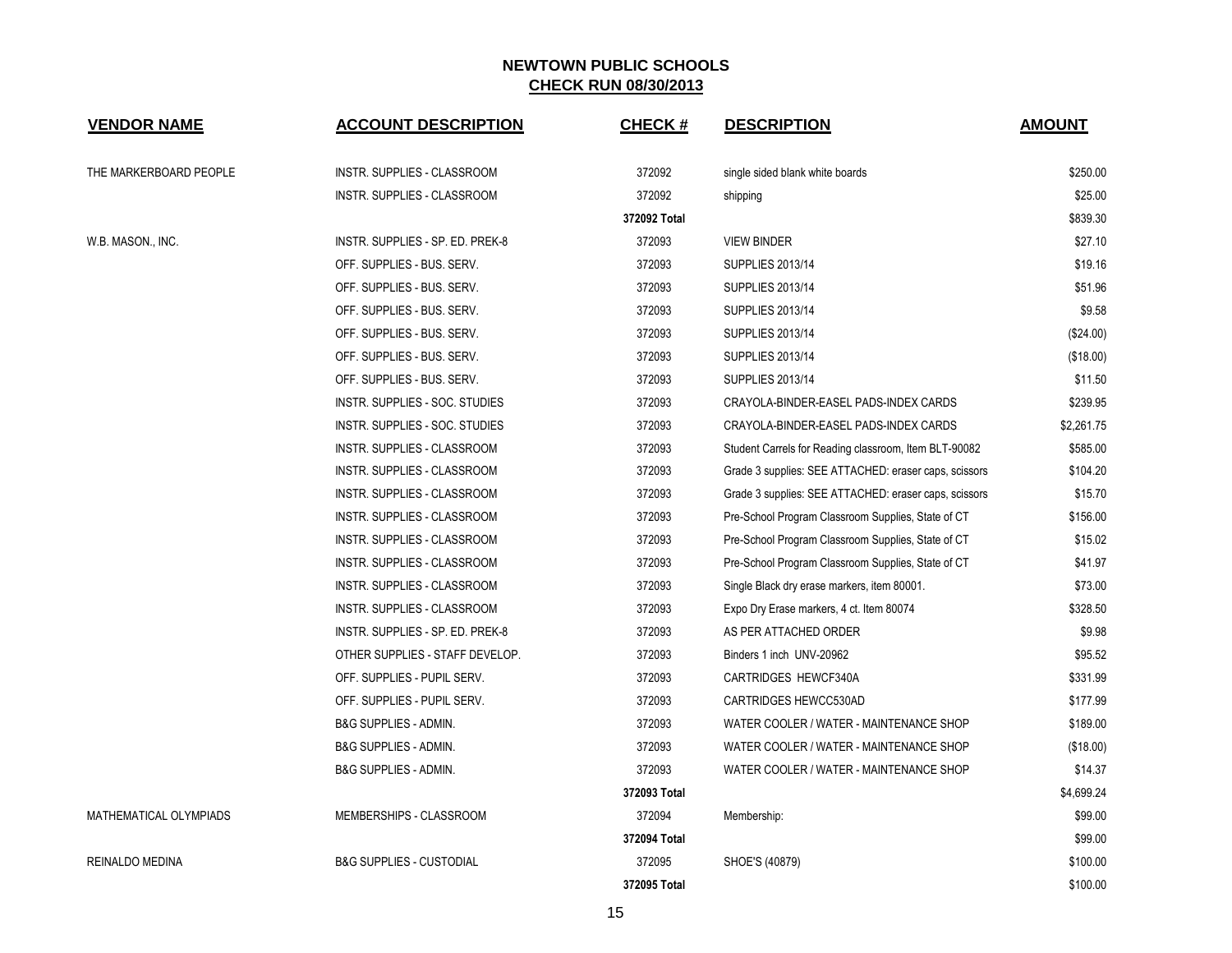# NEWTOWN PUBLIC SCHOOLS
## CHECK RUN 08/30/2013

| VENDOR NAME | ACCOUNT DESCRIPTION | CHECK # | DESCRIPTION | AMOUNT |
|---|---|---|---|---|
| THE MARKERBOARD PEOPLE | INSTR. SUPPLIES - CLASSROOM | 372092 | single sided blank white boards | $250.00 |
| | INSTR. SUPPLIES - CLASSROOM | 372092 | shipping | $25.00 |
| | | **372092 Total** | | $839.30 |
| W.B. MASON., INC. | INSTR. SUPPLIES - SP. ED. PREK-8 | 372093 | VIEW BINDER | $27.10 |
| | OFF. SUPPLIES - BUS. SERV. | 372093 | SUPPLIES 2013/14 | $19.16 |
| | OFF. SUPPLIES - BUS. SERV. | 372093 | SUPPLIES 2013/14 | $51.96 |
| | OFF. SUPPLIES - BUS. SERV. | 372093 | SUPPLIES 2013/14 | $9.58 |
| | OFF. SUPPLIES - BUS. SERV. | 372093 | SUPPLIES 2013/14 | ($24.00) |
| | OFF. SUPPLIES - BUS. SERV. | 372093 | SUPPLIES 2013/14 | ($18.00) |
| | OFF. SUPPLIES - BUS. SERV. | 372093 | SUPPLIES 2013/14 | $11.50 |
| | INSTR. SUPPLIES - SOC. STUDIES | 372093 | CRAYOLA-BINDER-EASEL PADS-INDEX CARDS | $239.95 |
| | INSTR. SUPPLIES - SOC. STUDIES | 372093 | CRAYOLA-BINDER-EASEL PADS-INDEX CARDS | $2,261.75 |
| | INSTR. SUPPLIES - CLASSROOM | 372093 | Student Carrels for Reading classroom, Item BLT-90082 | $585.00 |
| | INSTR. SUPPLIES - CLASSROOM | 372093 | Grade 3 supplies: SEE ATTACHED: eraser caps, scissors | $104.20 |
| | INSTR. SUPPLIES - CLASSROOM | 372093 | Grade 3 supplies: SEE ATTACHED: eraser caps, scissors | $15.70 |
| | INSTR. SUPPLIES - CLASSROOM | 372093 | Pre-School Program Classroom Supplies, State of CT | $156.00 |
| | INSTR. SUPPLIES - CLASSROOM | 372093 | Pre-School Program Classroom Supplies, State of CT | $15.02 |
| | INSTR. SUPPLIES - CLASSROOM | 372093 | Pre-School Program Classroom Supplies, State of CT | $41.97 |
| | INSTR. SUPPLIES - CLASSROOM | 372093 | Single Black dry erase markers, item 80001. | $73.00 |
| | INSTR. SUPPLIES - CLASSROOM | 372093 | Expo Dry Erase markers, 4 ct. Item 80074 | $328.50 |
| | INSTR. SUPPLIES - SP. ED. PREK-8 | 372093 | AS PER ATTACHED ORDER | $9.98 |
| | OTHER SUPPLIES - STAFF DEVELOP. | 372093 | Binders 1 inch UNV-20962 | $95.52 |
| | OFF. SUPPLIES - PUPIL SERV. | 372093 | CARTRIDGES HEWCF340A | $331.99 |
| | OFF. SUPPLIES - PUPIL SERV. | 372093 | CARTRIDGES HEWCC530AD | $177.99 |
| | B&G SUPPLIES - ADMIN. | 372093 | WATER COOLER / WATER - MAINTENANCE SHOP | $189.00 |
| | B&G SUPPLIES - ADMIN. | 372093 | WATER COOLER / WATER - MAINTENANCE SHOP | ($18.00) |
| | B&G SUPPLIES - ADMIN. | 372093 | WATER COOLER / WATER - MAINTENANCE SHOP | $14.37 |
| | | **372093 Total** | | $4,699.24 |
| MATHEMATICAL OLYMPIADS | MEMBERSHIPS - CLASSROOM | 372094 | Membership: | $99.00 |
| | | **372094 Total** | | $99.00 |
| REINALDO MEDINA | B&G SUPPLIES - CUSTODIAL | 372095 | SHOE'S (40879) | $100.00 |
| | | **372095 Total** | | $100.00 |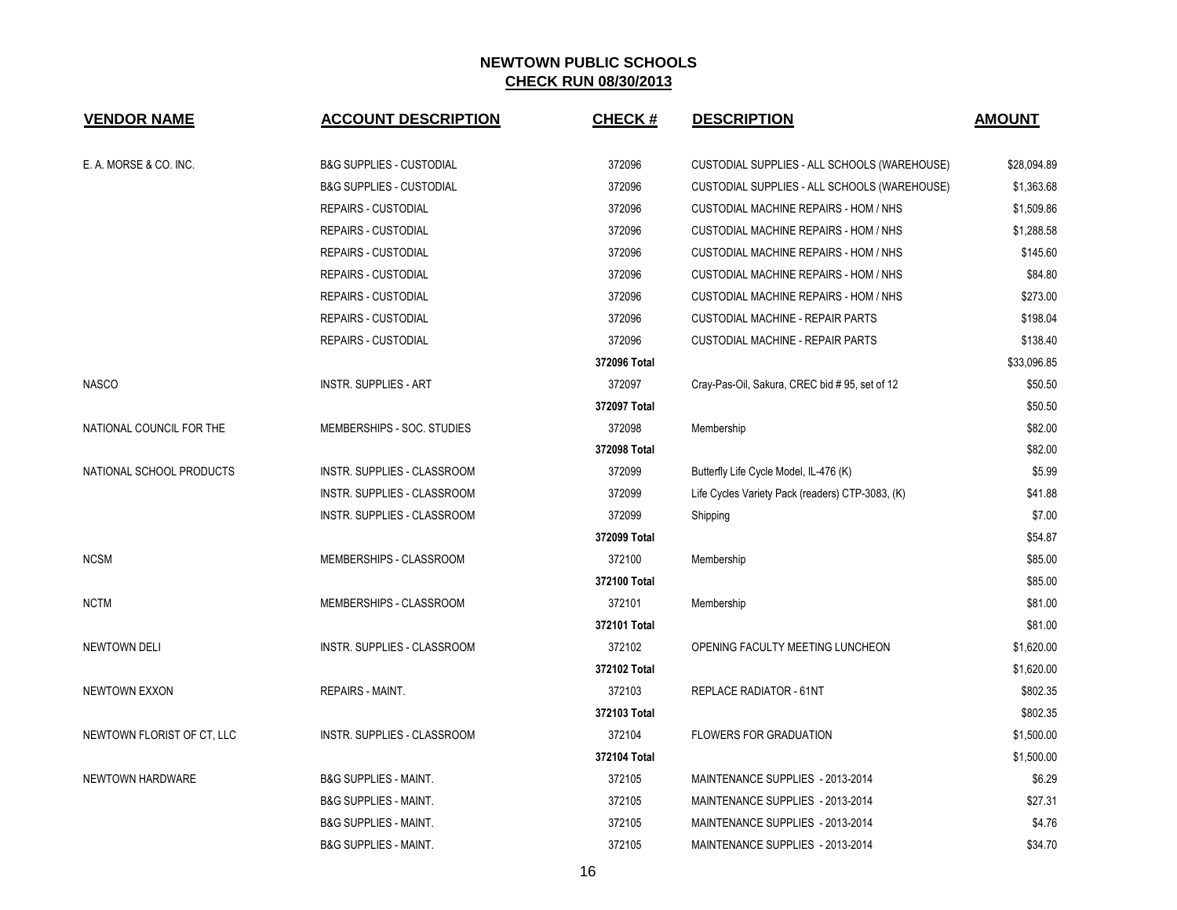## NEWTOWN PUBLIC SCHOOLS
## CHECK RUN 08/30/2013

| VENDOR NAME | ACCOUNT DESCRIPTION | CHECK # | DESCRIPTION | AMOUNT |
|---|---|---|---|---|
| E. A. MORSE & CO. INC. | B&G SUPPLIES - CUSTODIAL | 372096 | CUSTODIAL SUPPLIES - ALL SCHOOLS (WAREHOUSE) | $28,094.89 |
| | B&G SUPPLIES - CUSTODIAL | 372096 | CUSTODIAL SUPPLIES - ALL SCHOOLS (WAREHOUSE) | $1,363.68 |
| | REPAIRS - CUSTODIAL | 372096 | CUSTODIAL MACHINE REPAIRS - HOM / NHS | $1,509.86 |
| | REPAIRS - CUSTODIAL | 372096 | CUSTODIAL MACHINE REPAIRS - HOM / NHS | $1,288.58 |
| | REPAIRS - CUSTODIAL | 372096 | CUSTODIAL MACHINE REPAIRS - HOM / NHS | $145.60 |
| | REPAIRS - CUSTODIAL | 372096 | CUSTODIAL MACHINE REPAIRS - HOM / NHS | $84.80 |
| | REPAIRS - CUSTODIAL | 372096 | CUSTODIAL MACHINE REPAIRS - HOM / NHS | $273.00 |
| | REPAIRS - CUSTODIAL | 372096 | CUSTODIAL MACHINE - REPAIR PARTS | $198.04 |
| | REPAIRS - CUSTODIAL | 372096 | CUSTODIAL MACHINE - REPAIR PARTS | $138.40 |
| | | 372096 Total | | $33,096.85 |
| NASCO | INSTR. SUPPLIES - ART | 372097 | Cray-Pas-Oil, Sakura, CREC bid # 95, set of 12 | $50.50 |
| | | 372097 Total | | $50.50 |
| NATIONAL COUNCIL FOR THE | MEMBERSHIPS - SOC. STUDIES | 372098 | Membership | $82.00 |
| | | 372098 Total | | $82.00 |
| NATIONAL SCHOOL PRODUCTS | INSTR. SUPPLIES - CLASSROOM | 372099 | Butterfly Life Cycle Model, IL-476 (K) | $5.99 |
| | INSTR. SUPPLIES - CLASSROOM | 372099 | Life Cycles Variety Pack (readers) CTP-3083, (K) | $41.88 |
| | INSTR. SUPPLIES - CLASSROOM | 372099 | Shipping | $7.00 |
| | | 372099 Total | | $54.87 |
| NCSM | MEMBERSHIPS - CLASSROOM | 372100 | Membership | $85.00 |
| | | 372100 Total | | $85.00 |
| NCTM | MEMBERSHIPS - CLASSROOM | 372101 | Membership | $81.00 |
| | | 372101 Total | | $81.00 |
| NEWTOWN DELI | INSTR. SUPPLIES - CLASSROOM | 372102 | OPENING FACULTY MEETING LUNCHEON | $1,620.00 |
| | | 372102 Total | | $1,620.00 |
| NEWTOWN EXXON | REPAIRS - MAINT. | 372103 | REPLACE RADIATOR - 61NT | $802.35 |
| | | 372103 Total | | $802.35 |
| NEWTOWN FLORIST OF CT, LLC | INSTR. SUPPLIES - CLASSROOM | 372104 | FLOWERS FOR GRADUATION | $1,500.00 |
| | | 372104 Total | | $1,500.00 |
| NEWTOWN HARDWARE | B&G SUPPLIES - MAINT. | 372105 | MAINTENANCE SUPPLIES - 2013-2014 | $6.29 |
| | B&G SUPPLIES - MAINT. | 372105 | MAINTENANCE SUPPLIES - 2013-2014 | $27.31 |
| | B&G SUPPLIES - MAINT. | 372105 | MAINTENANCE SUPPLIES - 2013-2014 | $4.76 |
| | B&G SUPPLIES - MAINT. | 372105 | MAINTENANCE SUPPLIES - 2013-2014 | $34.70 |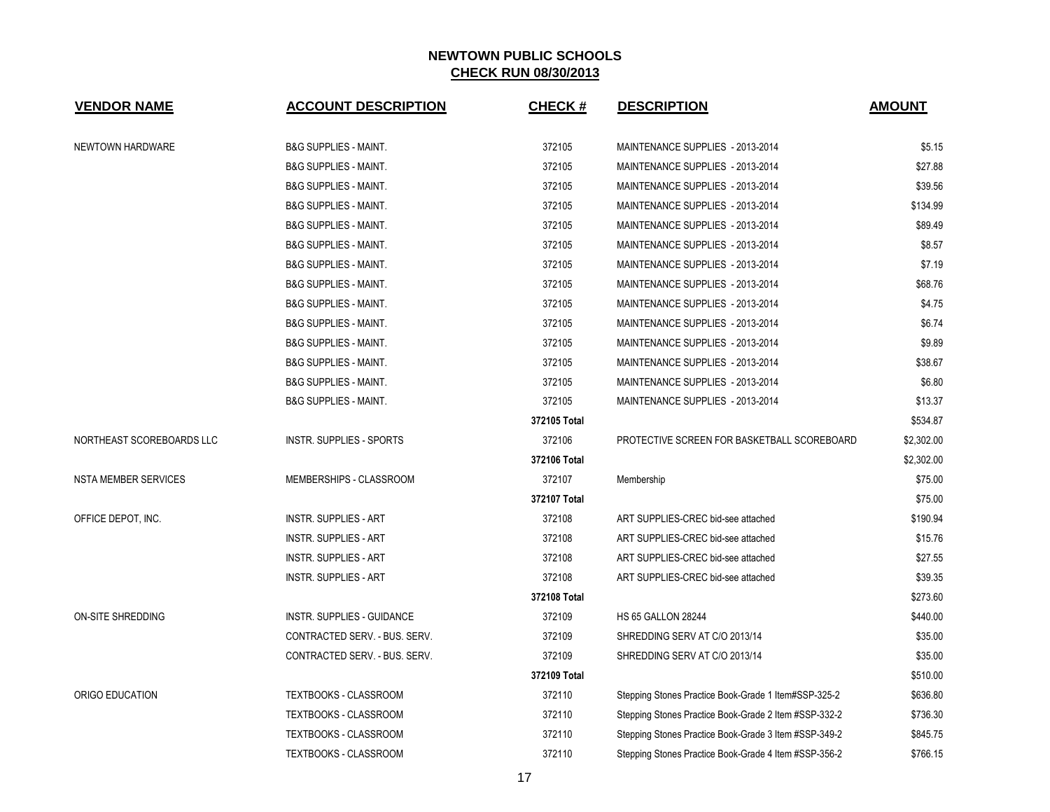## NEWTOWN PUBLIC SCHOOLS

**CHECK RUN 08/30/2013**

| VENDOR NAME | ACCOUNT DESCRIPTION | CHECK # | DESCRIPTION | AMOUNT |
|---|---|---|---|---|
| NEWTOWN HARDWARE | B&G SUPPLIES - MAINT. | 372105 | MAINTENANCE SUPPLIES - 2013-2014 | $5.15 |
| | B&G SUPPLIES - MAINT. | 372105 | MAINTENANCE SUPPLIES - 2013-2014 | $27.88 |
| | B&G SUPPLIES - MAINT. | 372105 | MAINTENANCE SUPPLIES - 2013-2014 | $39.56 |
| | B&G SUPPLIES - MAINT. | 372105 | MAINTENANCE SUPPLIES - 2013-2014 | $134.99 |
| | B&G SUPPLIES - MAINT. | 372105 | MAINTENANCE SUPPLIES - 2013-2014 | $89.49 |
| | B&G SUPPLIES - MAINT. | 372105 | MAINTENANCE SUPPLIES - 2013-2014 | $8.57 |
| | B&G SUPPLIES - MAINT. | 372105 | MAINTENANCE SUPPLIES - 2013-2014 | $7.19 |
| | B&G SUPPLIES - MAINT. | 372105 | MAINTENANCE SUPPLIES - 2013-2014 | $68.76 |
| | B&G SUPPLIES - MAINT. | 372105 | MAINTENANCE SUPPLIES - 2013-2014 | $4.75 |
| | B&G SUPPLIES - MAINT. | 372105 | MAINTENANCE SUPPLIES - 2013-2014 | $6.74 |
| | B&G SUPPLIES - MAINT. | 372105 | MAINTENANCE SUPPLIES - 2013-2014 | $9.89 |
| | B&G SUPPLIES - MAINT. | 372105 | MAINTENANCE SUPPLIES - 2013-2014 | $38.67 |
| | B&G SUPPLIES - MAINT. | 372105 | MAINTENANCE SUPPLIES - 2013-2014 | $6.80 |
| | B&G SUPPLIES - MAINT. | 372105 | MAINTENANCE SUPPLIES - 2013-2014 | $13.37 |
| | | **372105 Total** | | $534.87 |
| NORTHEAST SCOREBOARDS LLC | INSTR. SUPPLIES - SPORTS | 372106 | PROTECTIVE SCREEN FOR BASKETBALL SCOREBOARD | $2,302.00 |
| | | **372106 Total** | | $2,302.00 |
| NSTA MEMBER SERVICES | MEMBERSHIPS - CLASSROOM | 372107 | Membership | $75.00 |
| | | **372107 Total** | | $75.00 |
| OFFICE DEPOT, INC. | INSTR. SUPPLIES - ART | 372108 | ART SUPPLIES-CREC bid-see attached | $190.94 |
| | INSTR. SUPPLIES - ART | 372108 | ART SUPPLIES-CREC bid-see attached | $15.76 |
| | INSTR. SUPPLIES - ART | 372108 | ART SUPPLIES-CREC bid-see attached | $27.55 |
| | INSTR. SUPPLIES - ART | 372108 | ART SUPPLIES-CREC bid-see attached | $39.35 |
| | | **372108 Total** | | $273.60 |
| ON-SITE SHREDDING | INSTR. SUPPLIES - GUIDANCE | 372109 | HS 65 GALLON 28244 | $440.00 |
| | CONTRACTED SERV. - BUS. SERV. | 372109 | SHREDDING SERV AT C/O 2013/14 | $35.00 |
| | CONTRACTED SERV. - BUS. SERV. | 372109 | SHREDDING SERV AT C/O 2013/14 | $35.00 |
| | | **372109 Total** | | $510.00 |
| ORIGO EDUCATION | TEXTBOOKS - CLASSROOM | 372110 | Stepping Stones Practice Book-Grade 1 Item#SSP-325-2 | $636.80 |
| | TEXTBOOKS - CLASSROOM | 372110 | Stepping Stones Practice Book-Grade 2 Item #SSP-332-2 | $736.30 |
| | TEXTBOOKS - CLASSROOM | 372110 | Stepping Stones Practice Book-Grade 3 Item #SSP-349-2 | $845.75 |
| | TEXTBOOKS - CLASSROOM | 372110 | Stepping Stones Practice Book-Grade 4 Item #SSP-356-2 | $766.15 |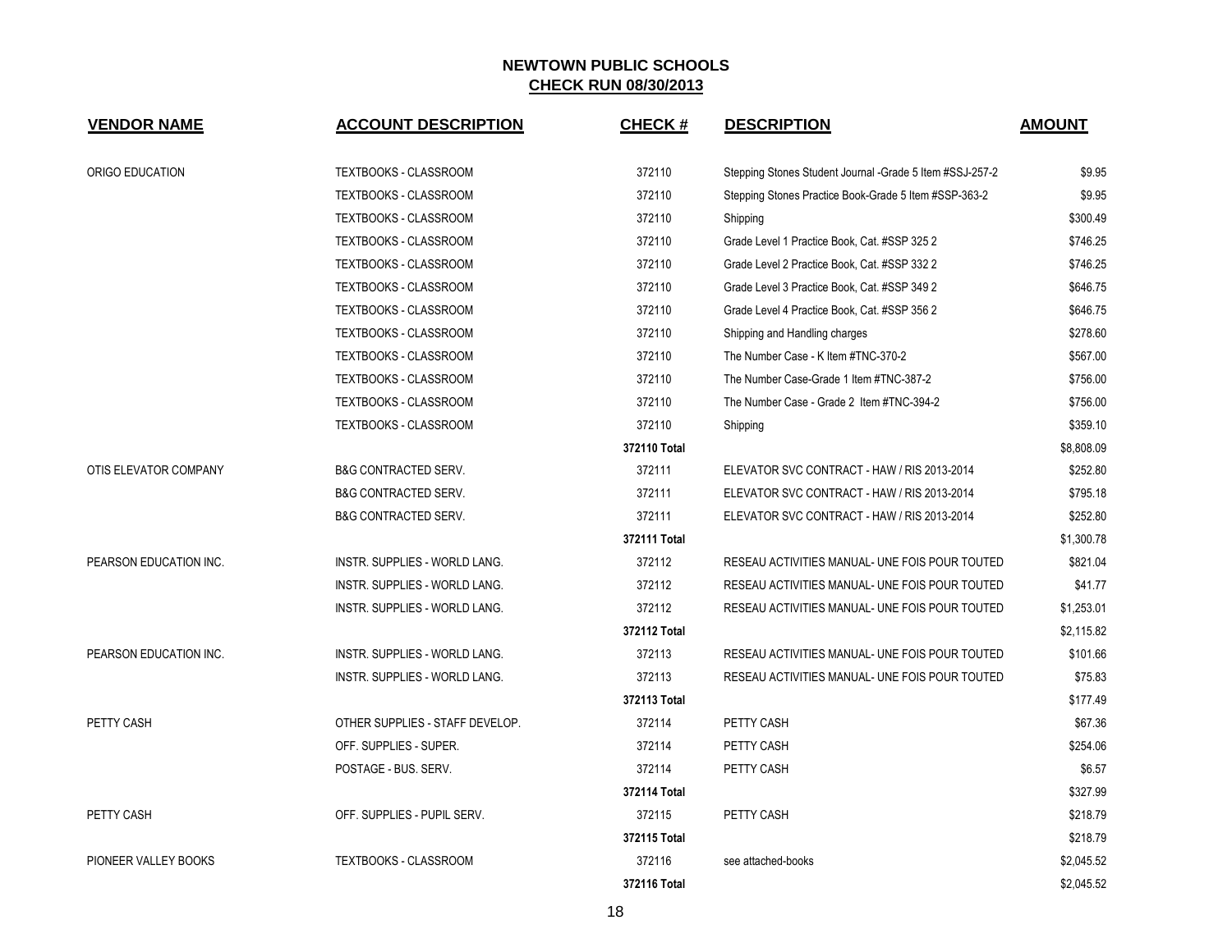**NEWTOWN PUBLIC SCHOOLS**
**CHECK RUN 08/30/2013**

| VENDOR NAME | ACCOUNT DESCRIPTION | CHECK # | DESCRIPTION | AMOUNT |
|---|---|---|---|---|
| ORIGO EDUCATION | TEXTBOOKS - CLASSROOM | 372110 | Stepping Stones Student Journal -Grade 5 Item #SSJ-257-2 | $9.95 |
| | TEXTBOOKS - CLASSROOM | 372110 | Stepping Stones Practice Book-Grade 5 Item #SSP-363-2 | $9.95 |
| | TEXTBOOKS - CLASSROOM | 372110 | Shipping | $300.49 |
| | TEXTBOOKS - CLASSROOM | 372110 | Grade Level 1 Practice Book, Cat. #SSP 325 2 | $746.25 |
| | TEXTBOOKS - CLASSROOM | 372110 | Grade Level 2 Practice Book, Cat. #SSP 332 2 | $746.25 |
| | TEXTBOOKS - CLASSROOM | 372110 | Grade Level 3 Practice Book, Cat. #SSP 349 2 | $646.75 |
| | TEXTBOOKS - CLASSROOM | 372110 | Grade Level 4 Practice Book, Cat. #SSP 356 2 | $646.75 |
| | TEXTBOOKS - CLASSROOM | 372110 | Shipping and Handling charges | $278.60 |
| | TEXTBOOKS - CLASSROOM | 372110 | The Number Case - K Item #TNC-370-2 | $567.00 |
| | TEXTBOOKS - CLASSROOM | 372110 | The Number Case-Grade 1 Item #TNC-387-2 | $756.00 |
| | TEXTBOOKS - CLASSROOM | 372110 | The Number Case - Grade 2 Item #TNC-394-2 | $756.00 |
| | TEXTBOOKS - CLASSROOM | 372110 | Shipping | $359.10 |
| | | **372110 Total** | | $8,808.09 |
| OTIS ELEVATOR COMPANY | B&G CONTRACTED SERV. | 372111 | ELEVATOR SVC CONTRACT - HAW / RIS 2013-2014 | $252.80 |
| | B&G CONTRACTED SERV. | 372111 | ELEVATOR SVC CONTRACT - HAW / RIS 2013-2014 | $795.18 |
| | B&G CONTRACTED SERV. | 372111 | ELEVATOR SVC CONTRACT - HAW / RIS 2013-2014 | $252.80 |
| | | **372111 Total** | | $1,300.78 |
| PEARSON EDUCATION INC. | INSTR. SUPPLIES - WORLD LANG. | 372112 | RESEAU ACTIVITIES MANUAL- UNE FOIS POUR TOUTED | $821.04 |
| | INSTR. SUPPLIES - WORLD LANG. | 372112 | RESEAU ACTIVITIES MANUAL- UNE FOIS POUR TOUTED | $41.77 |
| | INSTR. SUPPLIES - WORLD LANG. | 372112 | RESEAU ACTIVITIES MANUAL- UNE FOIS POUR TOUTED | $1,253.01 |
| | | **372112 Total** | | $2,115.82 |
| PEARSON EDUCATION INC. | INSTR. SUPPLIES - WORLD LANG. | 372113 | RESEAU ACTIVITIES MANUAL- UNE FOIS POUR TOUTED | $101.66 |
| | INSTR. SUPPLIES - WORLD LANG. | 372113 | RESEAU ACTIVITIES MANUAL- UNE FOIS POUR TOUTED | $75.83 |
| | | **372113 Total** | | $177.49 |
| PETTY CASH | OTHER SUPPLIES - STAFF DEVELOP. | 372114 | PETTY CASH | $67.36 |
| | OFF. SUPPLIES - SUPER. | 372114 | PETTY CASH | $254.06 |
| | POSTAGE - BUS. SERV. | 372114 | PETTY CASH | $6.57 |
| | | **372114 Total** | | $327.99 |
| PETTY CASH | OFF. SUPPLIES - PUPIL SERV. | 372115 | PETTY CASH | $218.79 |
| | | **372115 Total** | | $218.79 |
| PIONEER VALLEY BOOKS | TEXTBOOKS - CLASSROOM | 372116 | see attached-books | $2,045.52 |
| | | **372116 Total** | | $2,045.52 |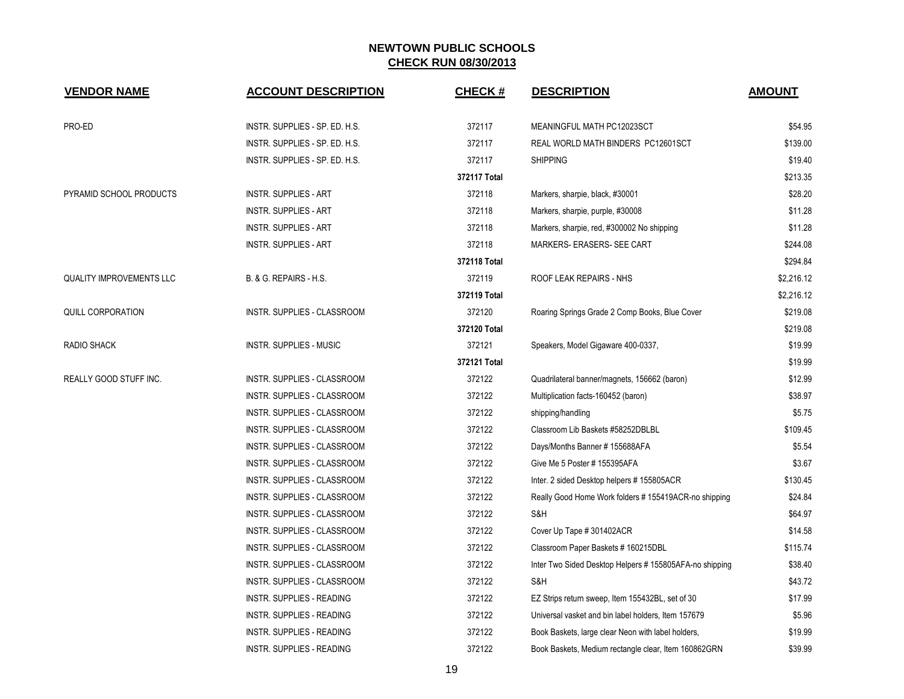# NEWTOWN PUBLIC SCHOOLS
## CHECK RUN 08/30/2013

| VENDOR NAME | ACCOUNT DESCRIPTION | CHECK # | DESCRIPTION | AMOUNT |
|---|---|---|---|---|
| PRO-ED | INSTR. SUPPLIES - SP. ED. H.S. | 372117 | MEANINGFUL MATH PC12023SCT | $54.95 |
| | INSTR. SUPPLIES - SP. ED. H.S. | 372117 | REAL WORLD MATH BINDERS PC12601SCT | $139.00 |
| | INSTR. SUPPLIES - SP. ED. H.S. | 372117 | SHIPPING | $19.40 |
| | | **372117 Total** | | $213.35 |
| PYRAMID SCHOOL PRODUCTS | INSTR. SUPPLIES - ART | 372118 | Markers, sharpie, black, #30001 | $28.20 |
| | INSTR. SUPPLIES - ART | 372118 | Markers, sharpie, purple, #30008 | $11.28 |
| | INSTR. SUPPLIES - ART | 372118 | Markers, sharpie, red, #300002 No shipping | $11.28 |
| | INSTR. SUPPLIES - ART | 372118 | MARKERS- ERASERS- SEE CART | $244.08 |
| | | **372118 Total** | | $294.84 |
| QUALITY IMPROVEMENTS LLC | B. & G. REPAIRS - H.S. | 372119 | ROOF LEAK REPAIRS - NHS | $2,216.12 |
| | | **372119 Total** | | $2,216.12 |
| QUILL CORPORATION | INSTR. SUPPLIES - CLASSROOM | 372120 | Roaring Springs Grade 2 Comp Books, Blue Cover | $219.08 |
| | | **372120 Total** | | $219.08 |
| RADIO SHACK | INSTR. SUPPLIES - MUSIC | 372121 | Speakers, Model Gigaware 400-0337, | $19.99 |
| | | **372121 Total** | | $19.99 |
| REALLY GOOD STUFF INC. | INSTR. SUPPLIES - CLASSROOM | 372122 | Quadrilateral banner/magnets, 156662 (baron) | $12.99 |
| | INSTR. SUPPLIES - CLASSROOM | 372122 | Multiplication facts-160452 (baron) | $38.97 |
| | INSTR. SUPPLIES - CLASSROOM | 372122 | shipping/handling | $5.75 |
| | INSTR. SUPPLIES - CLASSROOM | 372122 | Classroom Lib Baskets #58252DBLBL | $109.45 |
| | INSTR. SUPPLIES - CLASSROOM | 372122 | Days/Months Banner # 155688AFA | $5.54 |
| | INSTR. SUPPLIES - CLASSROOM | 372122 | Give Me 5 Poster # 155395AFA | $3.67 |
| | INSTR. SUPPLIES - CLASSROOM | 372122 | Inter. 2 sided Desktop helpers # 155805ACR | $130.45 |
| | INSTR. SUPPLIES - CLASSROOM | 372122 | Really Good Home Work folders # 155419ACR-no shipping | $24.84 |
| | INSTR. SUPPLIES - CLASSROOM | 372122 | S&H | $64.97 |
| | INSTR. SUPPLIES - CLASSROOM | 372122 | Cover Up Tape # 301402ACR | $14.58 |
| | INSTR. SUPPLIES - CLASSROOM | 372122 | Classroom Paper Baskets # 160215DBL | $115.74 |
| | INSTR. SUPPLIES - CLASSROOM | 372122 | Inter Two Sided Desktop Helpers # 155805AFA-no shipping | $38.40 |
| | INSTR. SUPPLIES - CLASSROOM | 372122 | S&H | $43.72 |
| | INSTR. SUPPLIES - READING | 372122 | EZ Strips return sweep, Item 155432BL, set of 30 | $17.99 |
| | INSTR. SUPPLIES - READING | 372122 | Universal vasket and bin label holders, Item 157679 | $5.96 |
| | INSTR. SUPPLIES - READING | 372122 | Book Baskets, large clear Neon with label holders, | $19.99 |
| | INSTR. SUPPLIES - READING | 372122 | Book Baskets, Medium rectangle clear, Item 160862GRN | $39.99 |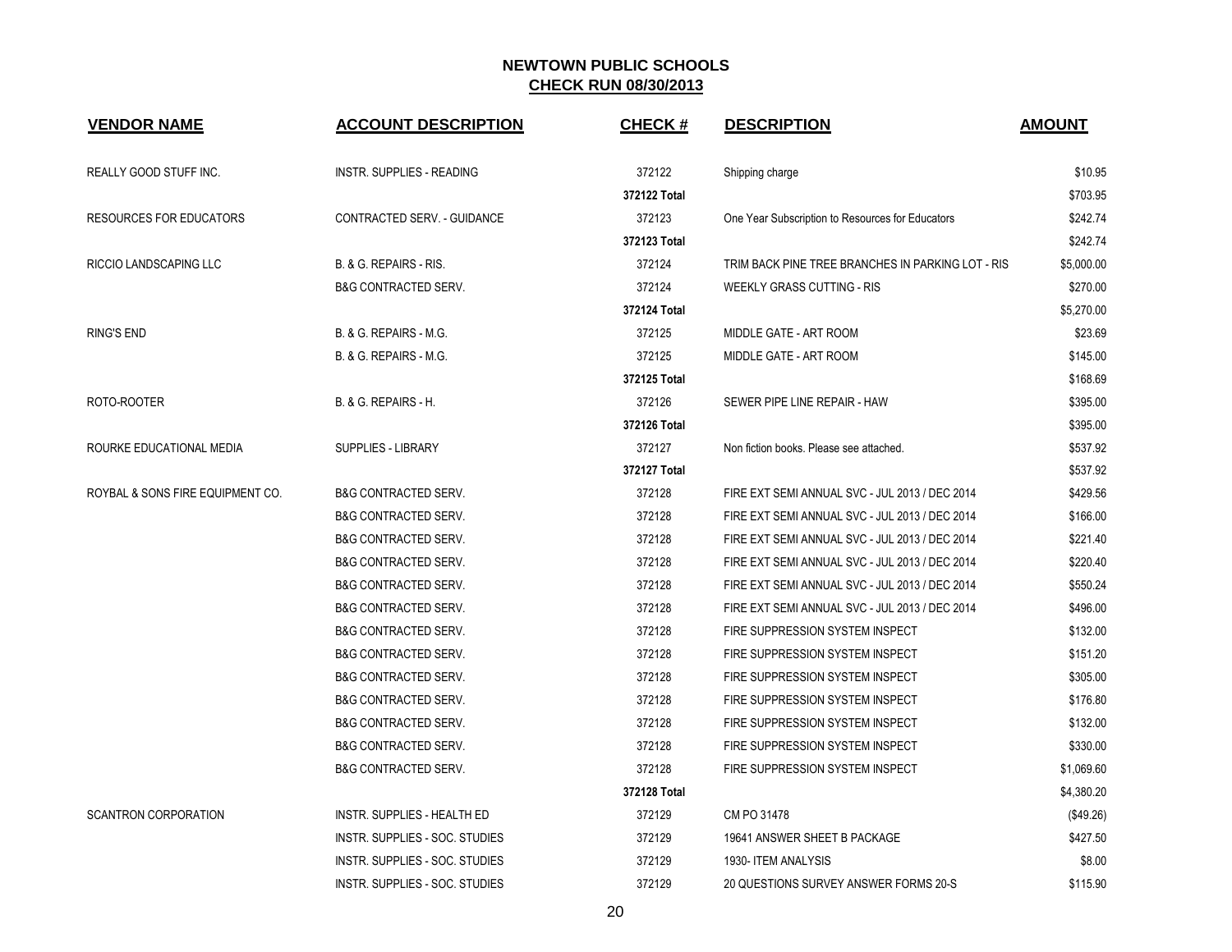## NEWTOWN PUBLIC SCHOOLS
## CHECK RUN 08/30/2013

| VENDOR NAME | ACCOUNT DESCRIPTION | CHECK # | DESCRIPTION | AMOUNT |
|---|---|---|---|---|
| REALLY GOOD STUFF INC. | INSTR. SUPPLIES - READING | 372122 | Shipping charge | $10.95 |
| | | **372122 Total** | | $703.95 |
| RESOURCES FOR EDUCATORS | CONTRACTED SERV. - GUIDANCE | 372123 | One Year Subscription to Resources for Educators | $242.74 |
| | | **372123 Total** | | $242.74 |
| RICCIO LANDSCAPING LLC | B. & G. REPAIRS - RIS. | 372124 | TRIM BACK PINE TREE BRANCHES IN PARKING LOT - RIS | $5,000.00 |
| | B&G CONTRACTED SERV. | 372124 | WEEKLY GRASS CUTTING - RIS | $270.00 |
| | | **372124 Total** | | $5,270.00 |
| RING'S END | B. & G. REPAIRS - M.G. | 372125 | MIDDLE GATE - ART ROOM | $23.69 |
| | B. & G. REPAIRS - M.G. | 372125 | MIDDLE GATE - ART ROOM | $145.00 |
| | | **372125 Total** | | $168.69 |
| ROTO-ROOTER | B. & G. REPAIRS - H. | 372126 | SEWER PIPE LINE REPAIR - HAW | $395.00 |
| | | **372126 Total** | | $395.00 |
| ROURKE EDUCATIONAL MEDIA | SUPPLIES - LIBRARY | 372127 | Non fiction books. Please see attached. | $537.92 |
| | | **372127 Total** | | $537.92 |
| ROYBAL & SONS FIRE EQUIPMENT CO. | B&G CONTRACTED SERV. | 372128 | FIRE EXT SEMI ANNUAL SVC - JUL 2013 / DEC 2014 | $429.56 |
| | B&G CONTRACTED SERV. | 372128 | FIRE EXT SEMI ANNUAL SVC - JUL 2013 / DEC 2014 | $166.00 |
| | B&G CONTRACTED SERV. | 372128 | FIRE EXT SEMI ANNUAL SVC - JUL 2013 / DEC 2014 | $221.40 |
| | B&G CONTRACTED SERV. | 372128 | FIRE EXT SEMI ANNUAL SVC - JUL 2013 / DEC 2014 | $220.40 |
| | B&G CONTRACTED SERV. | 372128 | FIRE EXT SEMI ANNUAL SVC - JUL 2013 / DEC 2014 | $550.24 |
| | B&G CONTRACTED SERV. | 372128 | FIRE EXT SEMI ANNUAL SVC - JUL 2013 / DEC 2014 | $496.00 |
| | B&G CONTRACTED SERV. | 372128 | FIRE SUPPRESSION SYSTEM INSPECT | $132.00 |
| | B&G CONTRACTED SERV. | 372128 | FIRE SUPPRESSION SYSTEM INSPECT | $151.20 |
| | B&G CONTRACTED SERV. | 372128 | FIRE SUPPRESSION SYSTEM INSPECT | $305.00 |
| | B&G CONTRACTED SERV. | 372128 | FIRE SUPPRESSION SYSTEM INSPECT | $176.80 |
| | B&G CONTRACTED SERV. | 372128 | FIRE SUPPRESSION SYSTEM INSPECT | $132.00 |
| | B&G CONTRACTED SERV. | 372128 | FIRE SUPPRESSION SYSTEM INSPECT | $330.00 |
| | B&G CONTRACTED SERV. | 372128 | FIRE SUPPRESSION SYSTEM INSPECT | $1,069.60 |
| | | **372128 Total** | | $4,380.20 |
| SCANTRON CORPORATION | INSTR. SUPPLIES - HEALTH ED | 372129 | CM PO 31478 | ($49.26) |
| | INSTR. SUPPLIES - SOC. STUDIES | 372129 | 19641 ANSWER SHEET B PACKAGE | $427.50 |
| | INSTR. SUPPLIES - SOC. STUDIES | 372129 | 1930- ITEM ANALYSIS | $8.00 |
| | INSTR. SUPPLIES - SOC. STUDIES | 372129 | 20 QUESTIONS SURVEY ANSWER FORMS 20-S | $115.90 |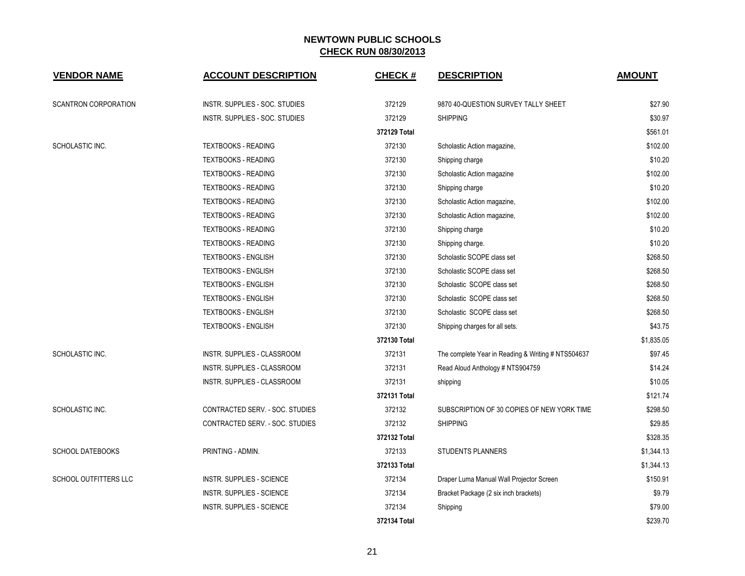## NEWTOWN PUBLIC SCHOOLS
## CHECK RUN 08/30/2013

| VENDOR NAME | ACCOUNT DESCRIPTION | CHECK # | DESCRIPTION | AMOUNT |
|---|---|---|---|---|
| SCANTRON CORPORATION | INSTR. SUPPLIES - SOC. STUDIES | 372129 | 9870 40-QUESTION SURVEY TALLY SHEET | $27.90 |
| | INSTR. SUPPLIES - SOC. STUDIES | 372129 | SHIPPING | $30.97 |
| | | **372129 Total** | | $561.01 |
| SCHOLASTIC INC. | TEXTBOOKS - READING | 372130 | Scholastic Action magazine, | $102.00 |
| | TEXTBOOKS - READING | 372130 | Shipping charge | $10.20 |
| | TEXTBOOKS - READING | 372130 | Scholastic Action magazine | $102.00 |
| | TEXTBOOKS - READING | 372130 | Shipping charge | $10.20 |
| | TEXTBOOKS - READING | 372130 | Scholastic Action magazine, | $102.00 |
| | TEXTBOOKS - READING | 372130 | Scholastic Action magazine, | $102.00 |
| | TEXTBOOKS - READING | 372130 | Shipping charge | $10.20 |
| | TEXTBOOKS - READING | 372130 | Shipping charge. | $10.20 |
| | TEXTBOOKS - ENGLISH | 372130 | Scholastic SCOPE class set | $268.50 |
| | TEXTBOOKS - ENGLISH | 372130 | Scholastic SCOPE class set | $268.50 |
| | TEXTBOOKS - ENGLISH | 372130 | Scholastic SCOPE class set | $268.50 |
| | TEXTBOOKS - ENGLISH | 372130 | Scholastic SCOPE class set | $268.50 |
| | TEXTBOOKS - ENGLISH | 372130 | Scholastic SCOPE class set | $268.50 |
| | TEXTBOOKS - ENGLISH | 372130 | Shipping charges for all sets. | $43.75 |
| | | **372130 Total** | | $1,835.05 |
| SCHOLASTIC INC. | INSTR. SUPPLIES - CLASSROOM | 372131 | The complete Year in Reading & Writing # NTS504637 | $97.45 |
| | INSTR. SUPPLIES - CLASSROOM | 372131 | Read Aloud Anthology # NTS904759 | $14.24 |
| | INSTR. SUPPLIES - CLASSROOM | 372131 | shipping | $10.05 |
| | | **372131 Total** | | $121.74 |
| SCHOLASTIC INC. | CONTRACTED SERV. - SOC. STUDIES | 372132 | SUBSCRIPTION OF 30 COPIES OF NEW YORK TIME | $298.50 |
| | CONTRACTED SERV. - SOC. STUDIES | 372132 | SHIPPING | $29.85 |
| | | **372132 Total** | | $328.35 |
| SCHOOL DATEBOOKS | PRINTING - ADMIN. | 372133 | STUDENTS PLANNERS | $1,344.13 |
| | | **372133 Total** | | $1,344.13 |
| SCHOOL OUTFITTERS LLC | INSTR. SUPPLIES - SCIENCE | 372134 | Draper Luma Manual Wall Projector Screen | $150.91 |
| | INSTR. SUPPLIES - SCIENCE | 372134 | Bracket Package (2 six inch brackets) | $9.79 |
| | INSTR. SUPPLIES - SCIENCE | 372134 | Shipping | $79.00 |
| | | **372134 Total** | | $239.70 |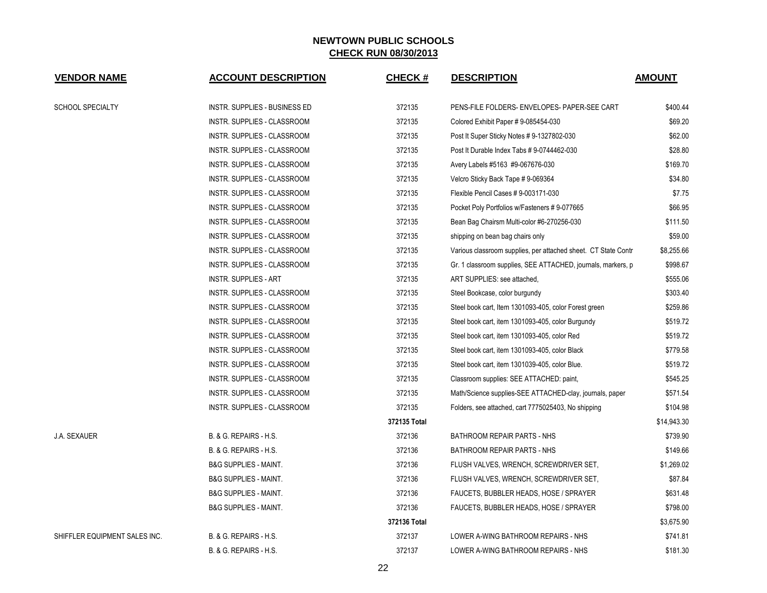## NEWTOWN PUBLIC SCHOOLS
## CHECK RUN 08/30/2013

| VENDOR NAME | ACCOUNT DESCRIPTION | CHECK # | DESCRIPTION | AMOUNT |
|---|---|---|---|---|
| SCHOOL SPECIALTY | INSTR. SUPPLIES - BUSINESS ED | 372135 | PENS-FILE FOLDERS- ENVELOPES- PAPER-SEE CART | $400.44 |
| | INSTR. SUPPLIES - CLASSROOM | 372135 | Colored Exhibit Paper # 9-085454-030 | $69.20 |
| | INSTR. SUPPLIES - CLASSROOM | 372135 | Post It Super Sticky Notes # 9-1327802-030 | $62.00 |
| | INSTR. SUPPLIES - CLASSROOM | 372135 | Post It Durable Index Tabs # 9-0744462-030 | $28.80 |
| | INSTR. SUPPLIES - CLASSROOM | 372135 | Avery Labels #5163 #9-067676-030 | $169.70 |
| | INSTR. SUPPLIES - CLASSROOM | 372135 | Velcro Sticky Back Tape # 9-069364 | $34.80 |
| | INSTR. SUPPLIES - CLASSROOM | 372135 | Flexible Pencil Cases # 9-003171-030 | $7.75 |
| | INSTR. SUPPLIES - CLASSROOM | 372135 | Pocket Poly Portfolios w/Fasteners # 9-077665 | $66.95 |
| | INSTR. SUPPLIES - CLASSROOM | 372135 | Bean Bag Chairsm Multi-color #6-270256-030 | $111.50 |
| | INSTR. SUPPLIES - CLASSROOM | 372135 | shipping on bean bag chairs only | $59.00 |
| | INSTR. SUPPLIES - CLASSROOM | 372135 | Various classroom supplies, per attached sheet. CT State Contr | $8,255.66 |
| | INSTR. SUPPLIES - CLASSROOM | 372135 | Gr. 1 classroom supplies, SEE ATTACHED, journals, markers, p | $998.67 |
| | INSTR. SUPPLIES - ART | 372135 | ART SUPPLIES: see attached, | $555.06 |
| | INSTR. SUPPLIES - CLASSROOM | 372135 | Steel Bookcase, color burgundy | $303.40 |
| | INSTR. SUPPLIES - CLASSROOM | 372135 | Steel book cart, Item 1301093-405, color Forest green | $259.86 |
| | INSTR. SUPPLIES - CLASSROOM | 372135 | Steel book cart, item 1301093-405, color Burgundy | $519.72 |
| | INSTR. SUPPLIES - CLASSROOM | 372135 | Steel book cart, item 1301093-405, color Red | $519.72 |
| | INSTR. SUPPLIES - CLASSROOM | 372135 | Steel book cart, item 1301093-405, color Black | $779.58 |
| | INSTR. SUPPLIES - CLASSROOM | 372135 | Steel book cart, item 1301039-405, color Blue. | $519.72 |
| | INSTR. SUPPLIES - CLASSROOM | 372135 | Classroom supplies: SEE ATTACHED: paint, | $545.25 |
| | INSTR. SUPPLIES - CLASSROOM | 372135 | Math/Science supplies-SEE ATTACHED-clay, journals, paper | $571.54 |
| | INSTR. SUPPLIES - CLASSROOM | 372135 | Folders, see attached, cart 7775025403, No shipping | $104.98 |
| | | **372135 Total** | | $14,943.30 |
| J.A. SEXAUER | B. & G. REPAIRS - H.S. | 372136 | BATHROOM REPAIR PARTS - NHS | $739.90 |
| | B. & G. REPAIRS - H.S. | 372136 | BATHROOM REPAIR PARTS - NHS | $149.66 |
| | B&G SUPPLIES - MAINT. | 372136 | FLUSH VALVES, WRENCH, SCREWDRIVER SET, | $1,269.02 |
| | B&G SUPPLIES - MAINT. | 372136 | FLUSH VALVES, WRENCH, SCREWDRIVER SET, | $87.84 |
| | B&G SUPPLIES - MAINT. | 372136 | FAUCETS, BUBBLER HEADS, HOSE / SPRAYER | $631.48 |
| | B&G SUPPLIES - MAINT. | 372136 | FAUCETS, BUBBLER HEADS, HOSE / SPRAYER | $798.00 |
| | | **372136 Total** | | $3,675.90 |
| SHIFFLER EQUIPMENT SALES INC. | B. & G. REPAIRS - H.S. | 372137 | LOWER A-WING BATHROOM REPAIRS - NHS | $741.81 |
| | B. & G. REPAIRS - H.S. | 372137 | LOWER A-WING BATHROOM REPAIRS - NHS | $181.30 |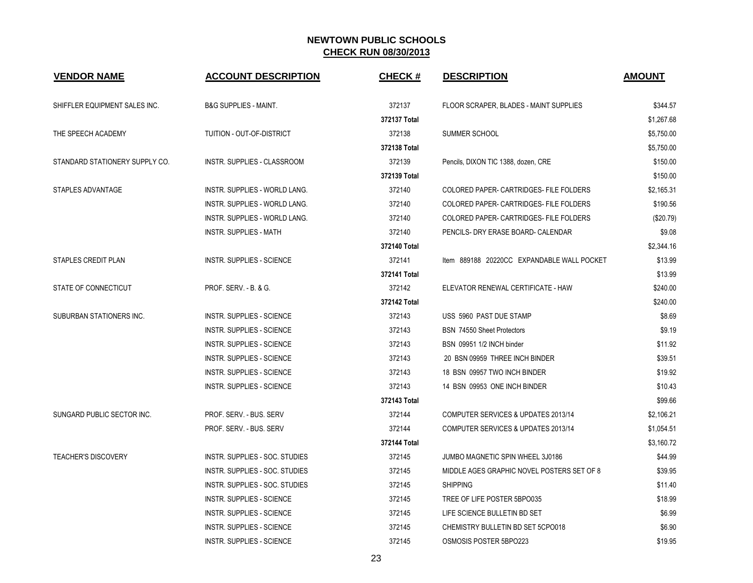# NEWTOWN PUBLIC SCHOOLS

## CHECK RUN 08/30/2013

| VENDOR NAME | ACCOUNT DESCRIPTION | CHECK # | DESCRIPTION | AMOUNT |
|---|---|---|---|---|
| SHIFFLER EQUIPMENT SALES INC. | B&G SUPPLIES - MAINT. | 372137 | FLOOR SCRAPER, BLADES - MAINT SUPPLIES | $344.57 |
| | | 372137 Total | | $1,267.68 |
| THE SPEECH ACADEMY | TUITION - OUT-OF-DISTRICT | 372138 | SUMMER SCHOOL | $5,750.00 |
| | | 372138 Total | | $5,750.00 |
| STANDARD STATIONERY SUPPLY CO. | INSTR. SUPPLIES - CLASSROOM | 372139 | Pencils, DIXON TIC 1388, dozen, CRE | $150.00 |
| | | 372139 Total | | $150.00 |
| STAPLES ADVANTAGE | INSTR. SUPPLIES - WORLD LANG. | 372140 | COLORED PAPER- CARTRIDGES- FILE FOLDERS | $2,165.31 |
| | INSTR. SUPPLIES - WORLD LANG. | 372140 | COLORED PAPER- CARTRIDGES- FILE FOLDERS | $190.56 |
| | INSTR. SUPPLIES - WORLD LANG. | 372140 | COLORED PAPER- CARTRIDGES- FILE FOLDERS | ($20.79) |
| | INSTR. SUPPLIES - MATH | 372140 | PENCILS- DRY ERASE BOARD- CALENDAR | $9.08 |
| | | 372140 Total | | $2,344.16 |
| STAPLES CREDIT PLAN | INSTR. SUPPLIES - SCIENCE | 372141 | Item 889188 20220CC EXPANDABLE WALL POCKET | $13.99 |
| | | 372141 Total | | $13.99 |
| STATE OF CONNECTICUT | PROF. SERV. - B. & G. | 372142 | ELEVATOR RENEWAL CERTIFICATE - HAW | $240.00 |
| | | 372142 Total | | $240.00 |
| SUBURBAN STATIONERS INC. | INSTR. SUPPLIES - SCIENCE | 372143 | USS 5960 PAST DUE STAMP | $8.69 |
| | INSTR. SUPPLIES - SCIENCE | 372143 | BSN 74550 Sheet Protectors | $9.19 |
| | INSTR. SUPPLIES - SCIENCE | 372143 | BSN 09951 1/2 INCH binder | $11.92 |
| | INSTR. SUPPLIES - SCIENCE | 372143 | 20 BSN 09959 THREE INCH BINDER | $39.51 |
| | INSTR. SUPPLIES - SCIENCE | 372143 | 18 BSN 09957 TWO INCH BINDER | $19.92 |
| | INSTR. SUPPLIES - SCIENCE | 372143 | 14 BSN 09953 ONE INCH BINDER | $10.43 |
| | | 372143 Total | | $99.66 |
| SUNGARD PUBLIC SECTOR INC. | PROF. SERV. - BUS. SERV | 372144 | COMPUTER SERVICES & UPDATES 2013/14 | $2,106.21 |
| | PROF. SERV. - BUS. SERV | 372144 | COMPUTER SERVICES & UPDATES 2013/14 | $1,054.51 |
| | | 372144 Total | | $3,160.72 |
| TEACHER'S DISCOVERY | INSTR. SUPPLIES - SOC. STUDIES | 372145 | JUMBO MAGNETIC SPIN WHEEL 3J0186 | $44.99 |
| | INSTR. SUPPLIES - SOC. STUDIES | 372145 | MIDDLE AGES GRAPHIC NOVEL POSTERS SET OF 8 | $39.95 |
| | INSTR. SUPPLIES - SOC. STUDIES | 372145 | SHIPPING | $11.40 |
| | INSTR. SUPPLIES - SCIENCE | 372145 | TREE OF LIFE POSTER 5BPO035 | $18.99 |
| | INSTR. SUPPLIES - SCIENCE | 372145 | LIFE SCIENCE BULLETIN BD SET | $6.99 |
| | INSTR. SUPPLIES - SCIENCE | 372145 | CHEMISTRY BULLETIN BD SET 5CPO018 | $6.90 |
| | INSTR. SUPPLIES - SCIENCE | 372145 | OSMOSIS POSTER 5BPO223 | $19.95 |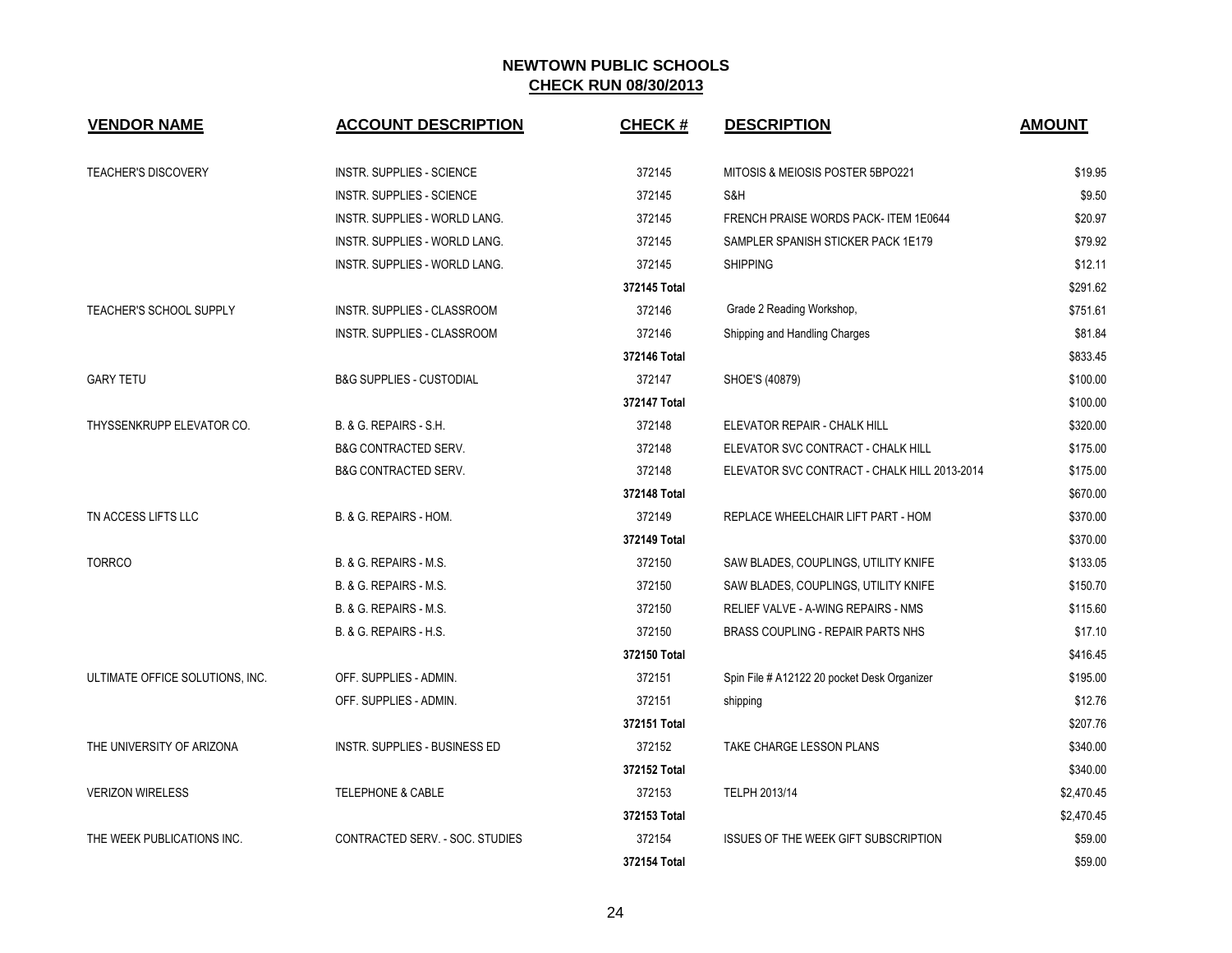**NEWTOWN PUBLIC SCHOOLS**

**CHECK RUN 08/30/2013**

| VENDOR NAME | ACCOUNT DESCRIPTION | CHECK # | DESCRIPTION | AMOUNT |
|---|---|---|---|---|
| TEACHER'S DISCOVERY | INSTR. SUPPLIES - SCIENCE | 372145 | MITOSIS & MEIOSIS POSTER 5BPO221 | $19.95 |
| | INSTR. SUPPLIES - SCIENCE | 372145 | S&H | $9.50 |
| | INSTR. SUPPLIES - WORLD LANG. | 372145 | FRENCH PRAISE WORDS PACK- ITEM 1E0644 | $20.97 |
| | INSTR. SUPPLIES - WORLD LANG. | 372145 | SAMPLER SPANISH STICKER PACK 1E179 | $79.92 |
| | INSTR. SUPPLIES - WORLD LANG. | 372145 | SHIPPING | $12.11 |
| | | **372145 Total** | | $291.62 |
| TEACHER'S SCHOOL SUPPLY | INSTR. SUPPLIES - CLASSROOM | 372146 | Grade 2 Reading Workshop, | $751.61 |
| | INSTR. SUPPLIES - CLASSROOM | 372146 | Shipping and Handling Charges | $81.84 |
| | | **372146 Total** | | $833.45 |
| GARY TETU | B&G SUPPLIES - CUSTODIAL | 372147 | SHOE'S (40879) | $100.00 |
| | | **372147 Total** | | $100.00 |
| THYSSENKRUPP ELEVATOR CO. | B. & G. REPAIRS - S.H. | 372148 | ELEVATOR REPAIR - CHALK HILL | $320.00 |
| | B&G CONTRACTED SERV. | 372148 | ELEVATOR SVC CONTRACT - CHALK HILL | $175.00 |
| | B&G CONTRACTED SERV. | 372148 | ELEVATOR SVC CONTRACT - CHALK HILL 2013-2014 | $175.00 |
| | | **372148 Total** | | $670.00 |
| TN ACCESS LIFTS LLC | B. & G. REPAIRS - HOM. | 372149 | REPLACE WHEELCHAIR LIFT PART - HOM | $370.00 |
| | | **372149 Total** | | $370.00 |
| TORRCO | B. & G. REPAIRS - M.S. | 372150 | SAW BLADES, COUPLINGS, UTILITY KNIFE | $133.05 |
| | B. & G. REPAIRS - M.S. | 372150 | SAW BLADES, COUPLINGS, UTILITY KNIFE | $150.70 |
| | B. & G. REPAIRS - M.S. | 372150 | RELIEF VALVE - A-WING REPAIRS - NMS | $115.60 |
| | B. & G. REPAIRS - H.S. | 372150 | BRASS COUPLING - REPAIR PARTS NHS | $17.10 |
| | | **372150 Total** | | $416.45 |
| ULTIMATE OFFICE SOLUTIONS, INC. | OFF. SUPPLIES - ADMIN. | 372151 | Spin File # A12122 20 pocket Desk Organizer | $195.00 |
| | OFF. SUPPLIES - ADMIN. | 372151 | shipping | $12.76 |
| | | **372151 Total** | | $207.76 |
| THE UNIVERSITY OF ARIZONA | INSTR. SUPPLIES - BUSINESS ED | 372152 | TAKE CHARGE LESSON PLANS | $340.00 |
| | | **372152 Total** | | $340.00 |
| VERIZON WIRELESS | TELEPHONE & CABLE | 372153 | TELPH 2013/14 | $2,470.45 |
| | | **372153 Total** | | $2,470.45 |
| THE WEEK PUBLICATIONS INC. | CONTRACTED SERV. - SOC. STUDIES | 372154 | ISSUES OF THE WEEK GIFT SUBSCRIPTION | $59.00 |
| | | **372154 Total** | | $59.00 |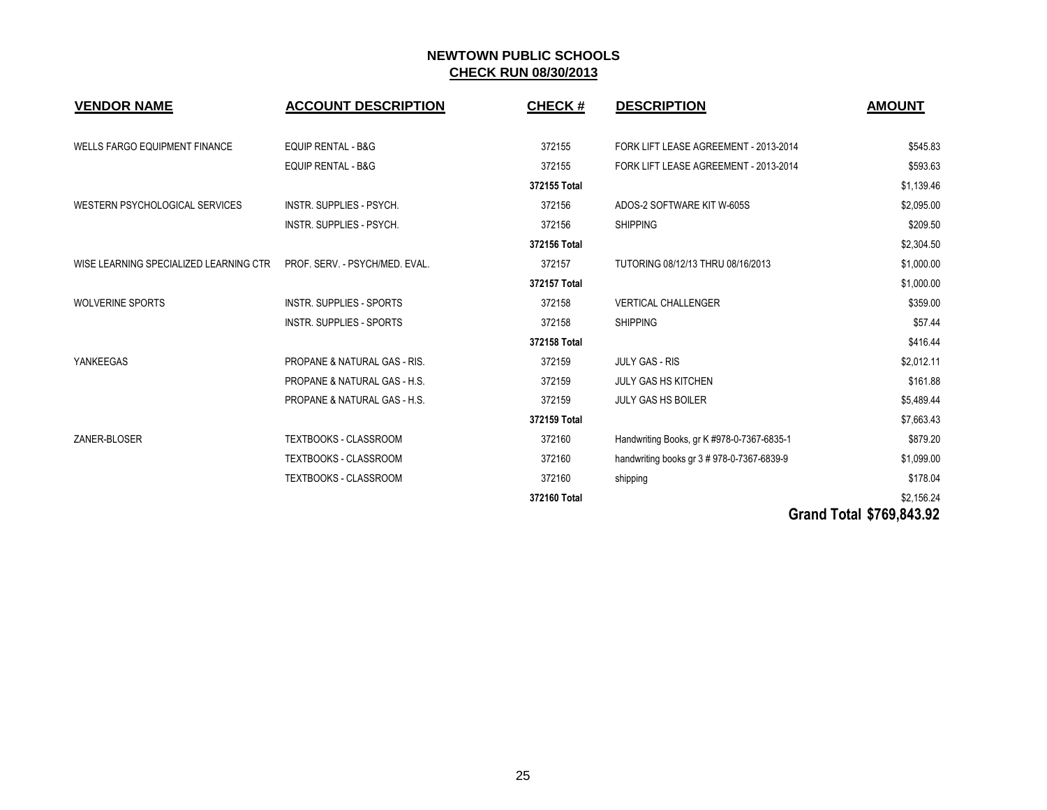**NEWTOWN PUBLIC SCHOOLS**
**CHECK RUN 08/30/2013**

| VENDOR NAME | ACCOUNT DESCRIPTION | CHECK # | DESCRIPTION | AMOUNT |
|---|---|---|---|---|
| WELLS FARGO EQUIPMENT FINANCE | EQUIP RENTAL - B&G | 372155 | FORK LIFT LEASE AGREEMENT - 2013-2014 | $545.83 |
| | EQUIP RENTAL - B&G | 372155 | FORK LIFT LEASE AGREEMENT - 2013-2014 | $593.63 |
| | | **372155 Total** | | $1,139.46 |
| WESTERN PSYCHOLOGICAL SERVICES | INSTR. SUPPLIES - PSYCH. | 372156 | ADOS-2 SOFTWARE KIT W-605S | $2,095.00 |
| | INSTR. SUPPLIES - PSYCH. | 372156 | SHIPPING | $209.50 |
| | | **372156 Total** | | $2,304.50 |
| WISE LEARNING SPECIALIZED LEARNING CTR | PROF. SERV. - PSYCH/MED. EVAL. | 372157 | TUTORING 08/12/13 THRU 08/16/2013 | $1,000.00 |
| | | **372157 Total** | | $1,000.00 |
| WOLVERINE SPORTS | INSTR. SUPPLIES - SPORTS | 372158 | VERTICAL CHALLENGER | $359.00 |
| | INSTR. SUPPLIES - SPORTS | 372158 | SHIPPING | $57.44 |
| | | **372158 Total** | | $416.44 |
| YANKEEGAS | PROPANE & NATURAL GAS - RIS. | 372159 | JULY GAS - RIS | $2,012.11 |
| | PROPANE & NATURAL GAS - H.S. | 372159 | JULY GAS HS KITCHEN | $161.88 |
| | PROPANE & NATURAL GAS - H.S. | 372159 | JULY GAS HS BOILER | $5,489.44 |
| | | **372159 Total** | | $7,663.43 |
| ZANER-BLOSER | TEXTBOOKS - CLASSROOM | 372160 | Handwriting Books, gr K #978-0-7367-6835-1 | $879.20 |
| | TEXTBOOKS - CLASSROOM | 372160 | handwriting books gr 3 # 978-0-7367-6839-9 | $1,099.00 |
| | TEXTBOOKS - CLASSROOM | 372160 | shipping | $178.04 |
| | | **372160 Total** | | $2,156.24 |
| | | | **Grand Total** | **$769,843.92** |